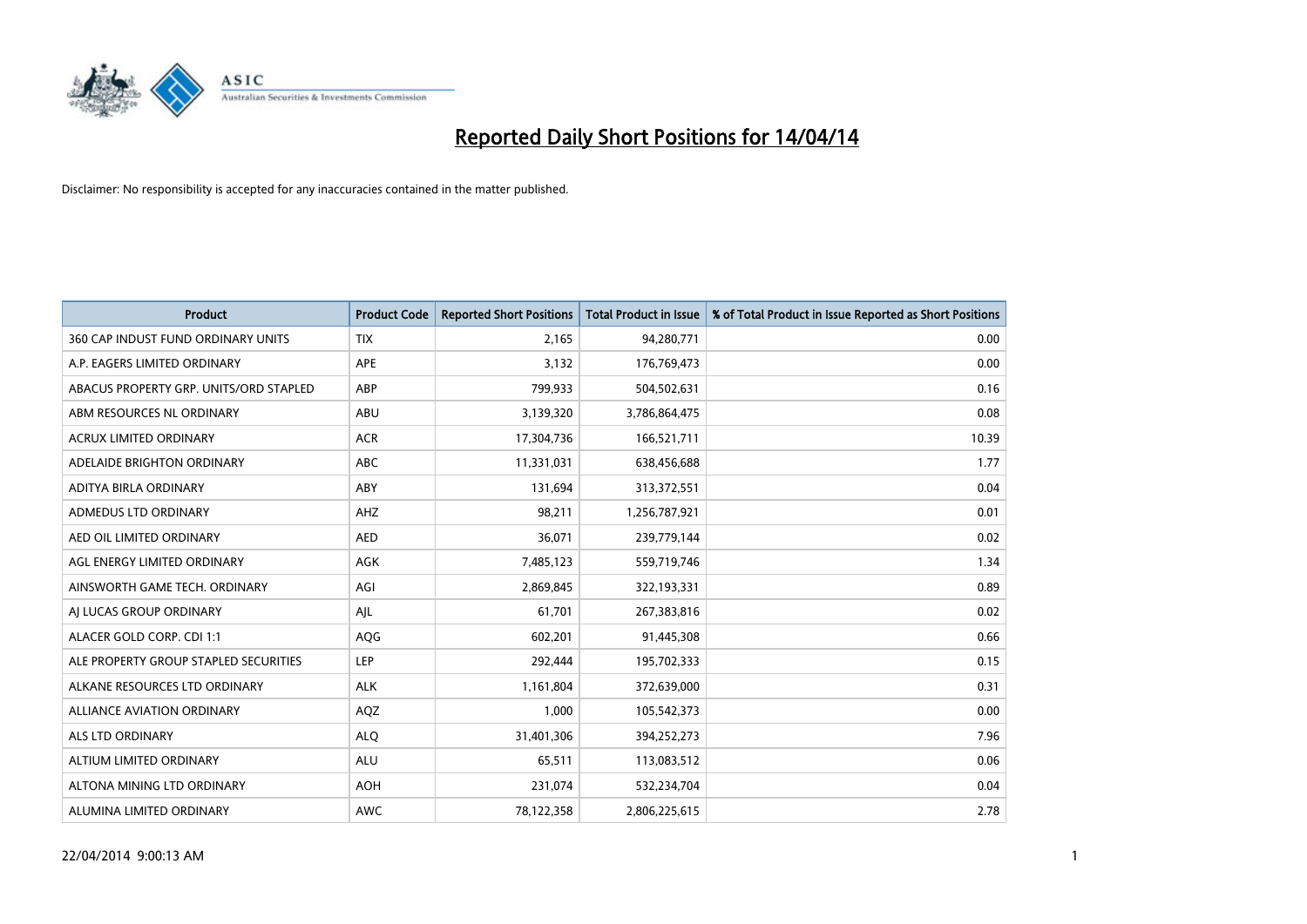# Reported Daily Short Positions for 14/04/14

Disclaimer: No responsibility is accepted for any inaccuracies contained in the matter published.

| Product | Product Code | Reported Short Positions | Total Product in Issue | % of Total Product in Issue Reported as Short Positions |
|---|---|---|---|---|
| 360 CAP INDUST FUND ORDINARY UNITS | TIX | 2,165 | 94,280,771 | 0.00 |
| A.P. EAGERS LIMITED ORDINARY | APE | 3,132 | 176,769,473 | 0.00 |
| ABACUS PROPERTY GRP. UNITS/ORD STAPLED | ABP | 799,933 | 504,502,631 | 0.16 |
| ABM RESOURCES NL ORDINARY | ABU | 3,139,320 | 3,786,864,475 | 0.08 |
| ACRUX LIMITED ORDINARY | ACR | 17,304,736 | 166,521,711 | 10.39 |
| ADELAIDE BRIGHTON ORDINARY | ABC | 11,331,031 | 638,456,688 | 1.77 |
| ADITYA BIRLA ORDINARY | ABY | 131,694 | 313,372,551 | 0.04 |
| ADMEDUS LTD ORDINARY | AHZ | 98,211 | 1,256,787,921 | 0.01 |
| AED OIL LIMITED ORDINARY | AED | 36,071 | 239,779,144 | 0.02 |
| AGL ENERGY LIMITED ORDINARY | AGK | 7,485,123 | 559,719,746 | 1.34 |
| AINSWORTH GAME TECH. ORDINARY | AGI | 2,869,845 | 322,193,331 | 0.89 |
| AJ LUCAS GROUP ORDINARY | AJL | 61,701 | 267,383,816 | 0.02 |
| ALACER GOLD CORP. CDI 1:1 | AQG | 602,201 | 91,445,308 | 0.66 |
| ALE PROPERTY GROUP STAPLED SECURITIES | LEP | 292,444 | 195,702,333 | 0.15 |
| ALKANE RESOURCES LTD ORDINARY | ALK | 1,161,804 | 372,639,000 | 0.31 |
| ALLIANCE AVIATION ORDINARY | AQZ | 1,000 | 105,542,373 | 0.00 |
| ALS LTD ORDINARY | ALQ | 31,401,306 | 394,252,273 | 7.96 |
| ALTIUM LIMITED ORDINARY | ALU | 65,511 | 113,083,512 | 0.06 |
| ALTONA MINING LTD ORDINARY | AOH | 231,074 | 532,234,704 | 0.04 |
| ALUMINA LIMITED ORDINARY | AWC | 78,122,358 | 2,806,225,615 | 2.78 |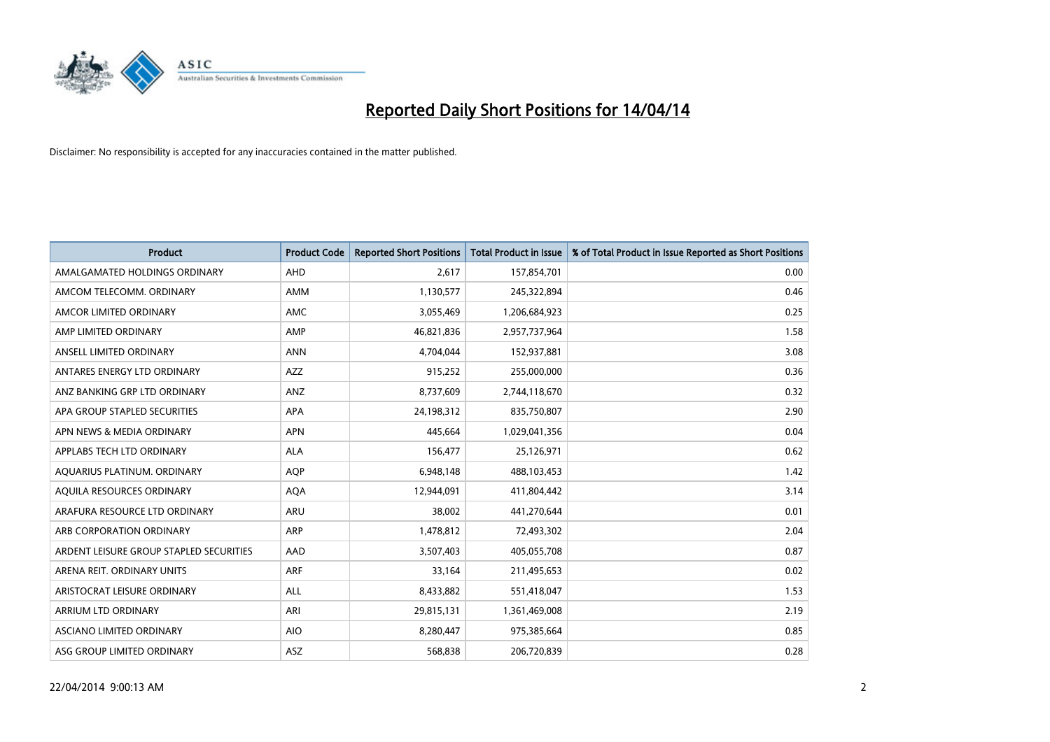# Reported Daily Short Positions for 14/04/14

Disclaimer: No responsibility is accepted for any inaccuracies contained in the matter published.

| Product | Product Code | Reported Short Positions | Total Product in Issue | % of Total Product in Issue Reported as Short Positions |
|---|---|---|---|---|
| AMALGAMATED HOLDINGS ORDINARY | AHD | 2,617 | 157,854,701 | 0.00 |
| AMCOM TELECOMM. ORDINARY | AMM | 1,130,577 | 245,322,894 | 0.46 |
| AMCOR LIMITED ORDINARY | AMC | 3,055,469 | 1,206,684,923 | 0.25 |
| AMP LIMITED ORDINARY | AMP | 46,821,836 | 2,957,737,964 | 1.58 |
| ANSELL LIMITED ORDINARY | ANN | 4,704,044 | 152,937,881 | 3.08 |
| ANTARES ENERGY LTD ORDINARY | AZZ | 915,252 | 255,000,000 | 0.36 |
| ANZ BANKING GRP LTD ORDINARY | ANZ | 8,737,609 | 2,744,118,670 | 0.32 |
| APA GROUP STAPLED SECURITIES | APA | 24,198,312 | 835,750,807 | 2.90 |
| APN NEWS & MEDIA ORDINARY | APN | 445,664 | 1,029,041,356 | 0.04 |
| APPLABS TECH LTD ORDINARY | ALA | 156,477 | 25,126,971 | 0.62 |
| AQUARIUS PLATINUM. ORDINARY | AQP | 6,948,148 | 488,103,453 | 1.42 |
| AQUILA RESOURCES ORDINARY | AQA | 12,944,091 | 411,804,442 | 3.14 |
| ARAFURA RESOURCE LTD ORDINARY | ARU | 38,002 | 441,270,644 | 0.01 |
| ARB CORPORATION ORDINARY | ARP | 1,478,812 | 72,493,302 | 2.04 |
| ARDENT LEISURE GROUP STAPLED SECURITIES | AAD | 3,507,403 | 405,055,708 | 0.87 |
| ARENA REIT. ORDINARY UNITS | ARF | 33,164 | 211,495,653 | 0.02 |
| ARISTOCRAT LEISURE ORDINARY | ALL | 8,433,882 | 551,418,047 | 1.53 |
| ARRIUM LTD ORDINARY | ARI | 29,815,131 | 1,361,469,008 | 2.19 |
| ASCIANO LIMITED ORDINARY | AIO | 8,280,447 | 975,385,664 | 0.85 |
| ASG GROUP LIMITED ORDINARY | ASZ | 568,838 | 206,720,839 | 0.28 |

22/04/2014 9:00:13 AM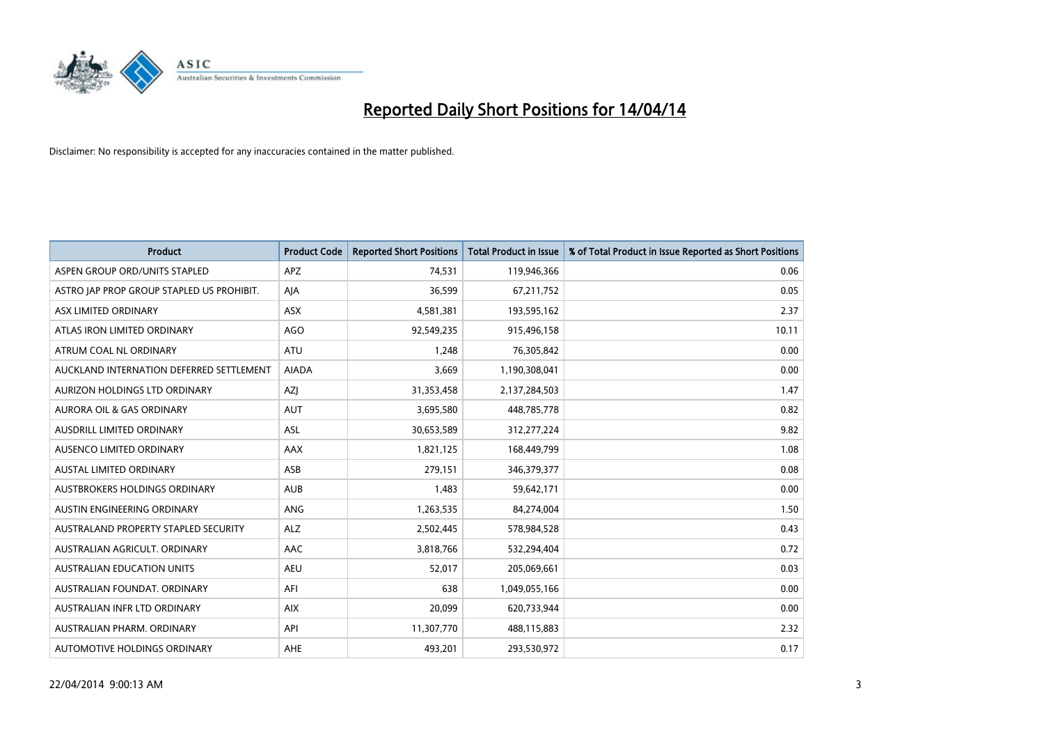# Reported Daily Short Positions for 14/04/14

Disclaimer: No responsibility is accepted for any inaccuracies contained in the matter published.

| Product | Product Code | Reported Short Positions | Total Product in Issue | % of Total Product in Issue Reported as Short Positions |
| --- | --- | --- | --- | --- |
| ASPEN GROUP ORD/UNITS STAPLED | APZ | 74,531 | 119,946,366 | 0.06 |
| ASTRO JAP PROP GROUP STAPLED US PROHIBIT. | AJA | 36,599 | 67,211,752 | 0.05 |
| ASX LIMITED ORDINARY | ASX | 4,581,381 | 193,595,162 | 2.37 |
| ATLAS IRON LIMITED ORDINARY | AGO | 92,549,235 | 915,496,158 | 10.11 |
| ATRUM COAL NL ORDINARY | ATU | 1,248 | 76,305,842 | 0.00 |
| AUCKLAND INTERNATION DEFERRED SETTLEMENT | AIADA | 3,669 | 1,190,308,041 | 0.00 |
| AURIZON HOLDINGS LTD ORDINARY | AZJ | 31,353,458 | 2,137,284,503 | 1.47 |
| AURORA OIL & GAS ORDINARY | AUT | 3,695,580 | 448,785,778 | 0.82 |
| AUSDRILL LIMITED ORDINARY | ASL | 30,653,589 | 312,277,224 | 9.82 |
| AUSENCO LIMITED ORDINARY | AAX | 1,821,125 | 168,449,799 | 1.08 |
| AUSTAL LIMITED ORDINARY | ASB | 279,151 | 346,379,377 | 0.08 |
| AUSTBROKERS HOLDINGS ORDINARY | AUB | 1,483 | 59,642,171 | 0.00 |
| AUSTIN ENGINEERING ORDINARY | ANG | 1,263,535 | 84,274,004 | 1.50 |
| AUSTRALAND PROPERTY STAPLED SECURITY | ALZ | 2,502,445 | 578,984,528 | 0.43 |
| AUSTRALIAN AGRICULT. ORDINARY | AAC | 3,818,766 | 532,294,404 | 0.72 |
| AUSTRALIAN EDUCATION UNITS | AEU | 52,017 | 205,069,661 | 0.03 |
| AUSTRALIAN FOUNDAT. ORDINARY | AFI | 638 | 1,049,055,166 | 0.00 |
| AUSTRALIAN INFR LTD ORDINARY | AIX | 20,099 | 620,733,944 | 0.00 |
| AUSTRALIAN PHARM. ORDINARY | API | 11,307,770 | 488,115,883 | 2.32 |
| AUTOMOTIVE HOLDINGS ORDINARY | AHE | 493,201 | 293,530,972 | 0.17 |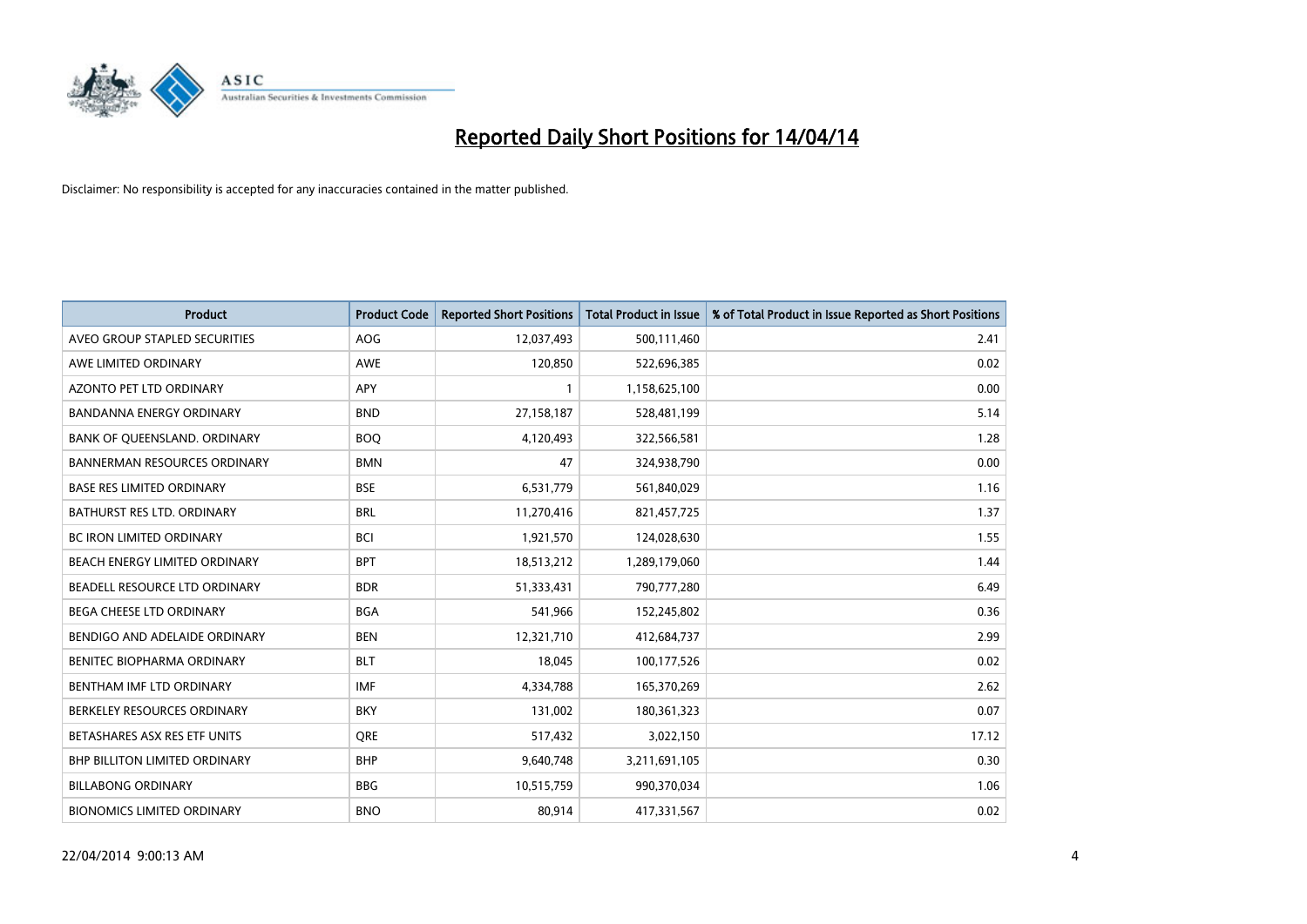# Reported Daily Short Positions for 14/04/14

Disclaimer: No responsibility is accepted for any inaccuracies contained in the matter published.

| Product | Product Code | Reported Short Positions | Total Product in Issue | % of Total Product in Issue Reported as Short Positions |
|---|---|---|---|---|
| AVEO GROUP STAPLED SECURITIES | AOG | 12,037,493 | 500,111,460 | 2.41 |
| AWE LIMITED ORDINARY | AWE | 120,850 | 522,696,385 | 0.02 |
| AZONTO PET LTD ORDINARY | APY | 1 | 1,158,625,100 | 0.00 |
| BANDANNA ENERGY ORDINARY | BND | 27,158,187 | 528,481,199 | 5.14 |
| BANK OF QUEENSLAND. ORDINARY | BOQ | 4,120,493 | 322,566,581 | 1.28 |
| BANNERMAN RESOURCES ORDINARY | BMN | 47 | 324,938,790 | 0.00 |
| BASE RES LIMITED ORDINARY | BSE | 6,531,779 | 561,840,029 | 1.16 |
| BATHURST RES LTD. ORDINARY | BRL | 11,270,416 | 821,457,725 | 1.37 |
| BC IRON LIMITED ORDINARY | BCI | 1,921,570 | 124,028,630 | 1.55 |
| BEACH ENERGY LIMITED ORDINARY | BPT | 18,513,212 | 1,289,179,060 | 1.44 |
| BEADELL RESOURCE LTD ORDINARY | BDR | 51,333,431 | 790,777,280 | 6.49 |
| BEGA CHEESE LTD ORDINARY | BGA | 541,966 | 152,245,802 | 0.36 |
| BENDIGO AND ADELAIDE ORDINARY | BEN | 12,321,710 | 412,684,737 | 2.99 |
| BENITEC BIOPHARMA ORDINARY | BLT | 18,045 | 100,177,526 | 0.02 |
| BENTHAM IMF LTD ORDINARY | IMF | 4,334,788 | 165,370,269 | 2.62 |
| BERKELEY RESOURCES ORDINARY | BKY | 131,002 | 180,361,323 | 0.07 |
| BETASHARES ASX RES ETF UNITS | QRE | 517,432 | 3,022,150 | 17.12 |
| BHP BILLITON LIMITED ORDINARY | BHP | 9,640,748 | 3,211,691,105 | 0.30 |
| BILLABONG ORDINARY | BBG | 10,515,759 | 990,370,034 | 1.06 |
| BIONOMICS LIMITED ORDINARY | BNO | 80,914 | 417,331,567 | 0.02 |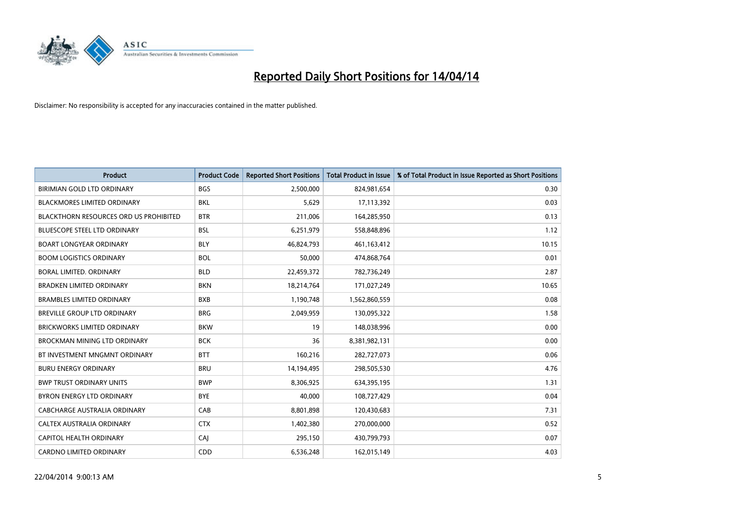# Reported Daily Short Positions for 14/04/14

Disclaimer: No responsibility is accepted for any inaccuracies contained in the matter published.

| Product | Product Code | Reported Short Positions | Total Product in Issue | % of Total Product in Issue Reported as Short Positions |
|---|---|---|---|---|
| BIRIMIAN GOLD LTD ORDINARY | BGS | 2,500,000 | 824,981,654 | 0.30 |
| BLACKMORES LIMITED ORDINARY | BKL | 5,629 | 17,113,392 | 0.03 |
| BLACKTHORN RESOURCES ORD US PROHIBITED | BTR | 211,006 | 164,285,950 | 0.13 |
| BLUESCOPE STEEL LTD ORDINARY | BSL | 6,251,979 | 558,848,896 | 1.12 |
| BOART LONGYEAR ORDINARY | BLY | 46,824,793 | 461,163,412 | 10.15 |
| BOOM LOGISTICS ORDINARY | BOL | 50,000 | 474,868,764 | 0.01 |
| BORAL LIMITED. ORDINARY | BLD | 22,459,372 | 782,736,249 | 2.87 |
| BRADKEN LIMITED ORDINARY | BKN | 18,214,764 | 171,027,249 | 10.65 |
| BRAMBLES LIMITED ORDINARY | BXB | 1,190,748 | 1,562,860,559 | 0.08 |
| BREVILLE GROUP LTD ORDINARY | BRG | 2,049,959 | 130,095,322 | 1.58 |
| BRICKWORKS LIMITED ORDINARY | BKW | 19 | 148,038,996 | 0.00 |
| BROCKMAN MINING LTD ORDINARY | BCK | 36 | 8,381,982,131 | 0.00 |
| BT INVESTMENT MNGMNT ORDINARY | BTT | 160,216 | 282,727,073 | 0.06 |
| BURU ENERGY ORDINARY | BRU | 14,194,495 | 298,505,530 | 4.76 |
| BWP TRUST ORDINARY UNITS | BWP | 8,306,925 | 634,395,195 | 1.31 |
| BYRON ENERGY LTD ORDINARY | BYE | 40,000 | 108,727,429 | 0.04 |
| CABCHARGE AUSTRALIA ORDINARY | CAB | 8,801,898 | 120,430,683 | 7.31 |
| CALTEX AUSTRALIA ORDINARY | CTX | 1,402,380 | 270,000,000 | 0.52 |
| CAPITOL HEALTH ORDINARY | CAJ | 295,150 | 430,799,793 | 0.07 |
| CARDNO LIMITED ORDINARY | CDD | 6,536,248 | 162,015,149 | 4.03 |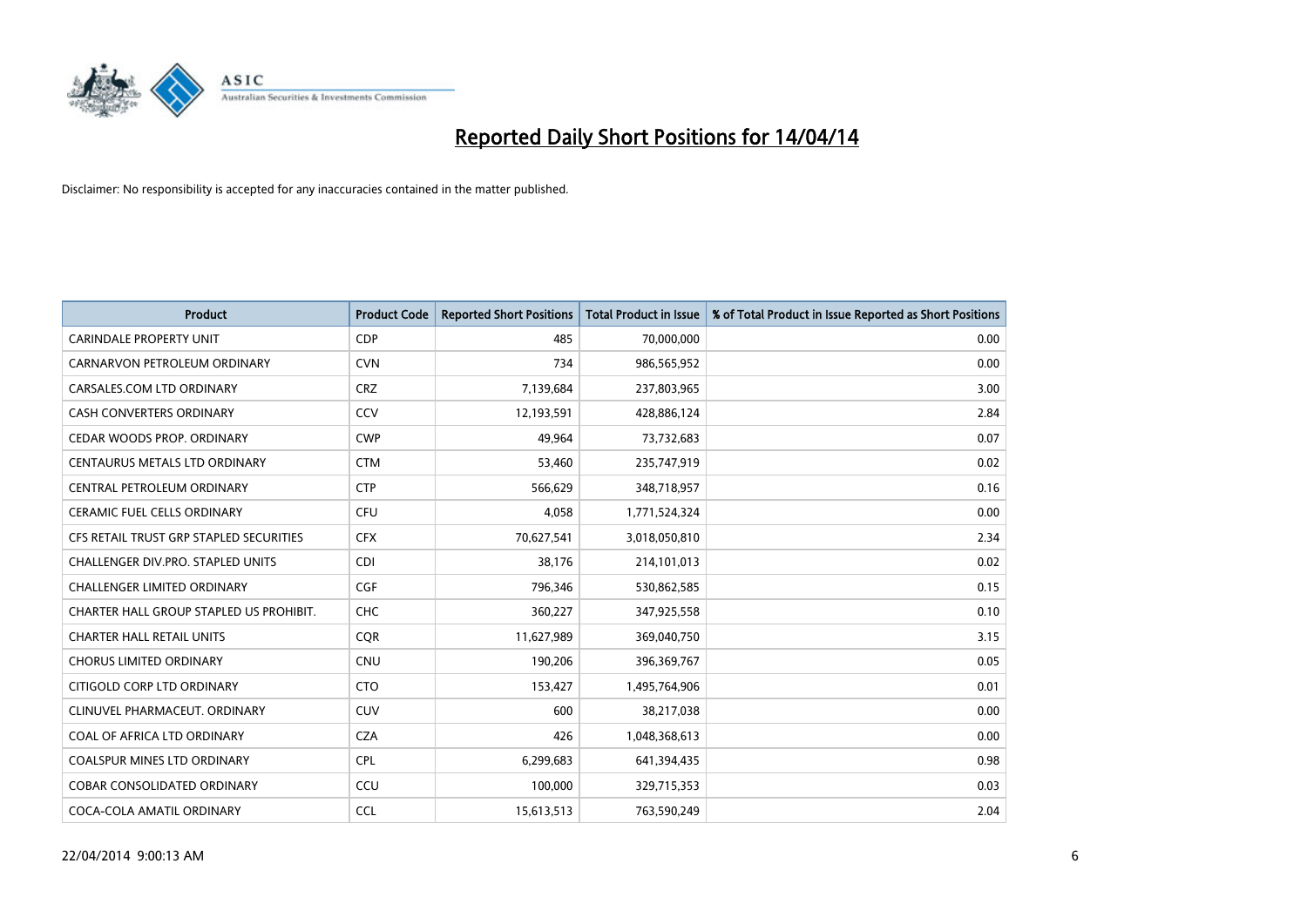# Reported Daily Short Positions for 14/04/14

Disclaimer: No responsibility is accepted for any inaccuracies contained in the matter published.

| Product | Product Code | Reported Short Positions | Total Product in Issue | % of Total Product in Issue Reported as Short Positions |
|---|---|---|---|---|
| CARINDALE PROPERTY UNIT | CDP | 485 | 70,000,000 | 0.00 |
| CARNARVON PETROLEUM ORDINARY | CVN | 734 | 986,565,952 | 0.00 |
| CARSALES.COM LTD ORDINARY | CRZ | 7,139,684 | 237,803,965 | 3.00 |
| CASH CONVERTERS ORDINARY | CCV | 12,193,591 | 428,886,124 | 2.84 |
| CEDAR WOODS PROP. ORDINARY | CWP | 49,964 | 73,732,683 | 0.07 |
| CENTAURUS METALS LTD ORDINARY | CTM | 53,460 | 235,747,919 | 0.02 |
| CENTRAL PETROLEUM ORDINARY | CTP | 566,629 | 348,718,957 | 0.16 |
| CERAMIC FUEL CELLS ORDINARY | CFU | 4,058 | 1,771,524,324 | 0.00 |
| CFS RETAIL TRUST GRP STAPLED SECURITIES | CFX | 70,627,541 | 3,018,050,810 | 2.34 |
| CHALLENGER DIV.PRO. STAPLED UNITS | CDI | 38,176 | 214,101,013 | 0.02 |
| CHALLENGER LIMITED ORDINARY | CGF | 796,346 | 530,862,585 | 0.15 |
| CHARTER HALL GROUP STAPLED US PROHIBIT. | CHC | 360,227 | 347,925,558 | 0.10 |
| CHARTER HALL RETAIL UNITS | CQR | 11,627,989 | 369,040,750 | 3.15 |
| CHORUS LIMITED ORDINARY | CNU | 190,206 | 396,369,767 | 0.05 |
| CITIGOLD CORP LTD ORDINARY | CTO | 153,427 | 1,495,764,906 | 0.01 |
| CLINUVEL PHARMACEUT. ORDINARY | CUV | 600 | 38,217,038 | 0.00 |
| COAL OF AFRICA LTD ORDINARY | CZA | 426 | 1,048,368,613 | 0.00 |
| COALSPUR MINES LTD ORDINARY | CPL | 6,299,683 | 641,394,435 | 0.98 |
| COBAR CONSOLIDATED ORDINARY | CCU | 100,000 | 329,715,353 | 0.03 |
| COCA-COLA AMATIL ORDINARY | CCL | 15,613,513 | 763,590,249 | 2.04 |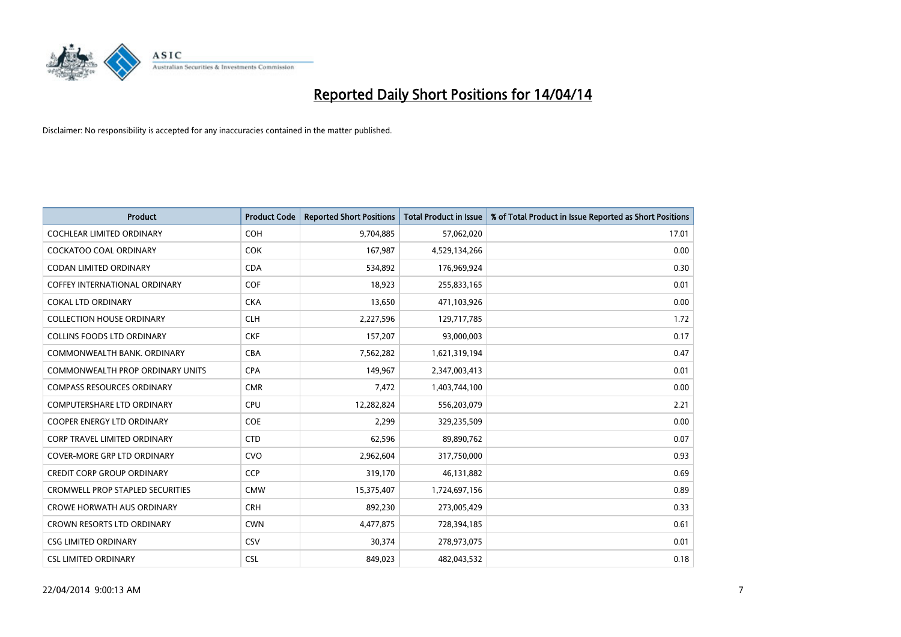# Reported Daily Short Positions for 14/04/14

Disclaimer: No responsibility is accepted for any inaccuracies contained in the matter published.

| Product | Product Code | Reported Short Positions | Total Product in Issue | % of Total Product in Issue Reported as Short Positions |
|---|---|---|---|---|
| COCHLEAR LIMITED ORDINARY | COH | 9,704,885 | 57,062,020 | 17.01 |
| COCKATOO COAL ORDINARY | COK | 167,987 | 4,529,134,266 | 0.00 |
| CODAN LIMITED ORDINARY | CDA | 534,892 | 176,969,924 | 0.30 |
| COFFEY INTERNATIONAL ORDINARY | COF | 18,923 | 255,833,165 | 0.01 |
| COKAL LTD ORDINARY | CKA | 13,650 | 471,103,926 | 0.00 |
| COLLECTION HOUSE ORDINARY | CLH | 2,227,596 | 129,717,785 | 1.72 |
| COLLINS FOODS LTD ORDINARY | CKF | 157,207 | 93,000,003 | 0.17 |
| COMMONWEALTH BANK. ORDINARY | CBA | 7,562,282 | 1,621,319,194 | 0.47 |
| COMMONWEALTH PROP ORDINARY UNITS | CPA | 149,967 | 2,347,003,413 | 0.01 |
| COMPASS RESOURCES ORDINARY | CMR | 7,472 | 1,403,744,100 | 0.00 |
| COMPUTERSHARE LTD ORDINARY | CPU | 12,282,824 | 556,203,079 | 2.21 |
| COOPER ENERGY LTD ORDINARY | COE | 2,299 | 329,235,509 | 0.00 |
| CORP TRAVEL LIMITED ORDINARY | CTD | 62,596 | 89,890,762 | 0.07 |
| COVER-MORE GRP LTD ORDINARY | CVO | 2,962,604 | 317,750,000 | 0.93 |
| CREDIT CORP GROUP ORDINARY | CCP | 319,170 | 46,131,882 | 0.69 |
| CROMWELL PROP STAPLED SECURITIES | CMW | 15,375,407 | 1,724,697,156 | 0.89 |
| CROWE HORWATH AUS ORDINARY | CRH | 892,230 | 273,005,429 | 0.33 |
| CROWN RESORTS LTD ORDINARY | CWN | 4,477,875 | 728,394,185 | 0.61 |
| CSG LIMITED ORDINARY | CSV | 30,374 | 278,973,075 | 0.01 |
| CSL LIMITED ORDINARY | CSL | 849,023 | 482,043,532 | 0.18 |

22/04/2014 9:00:13 AM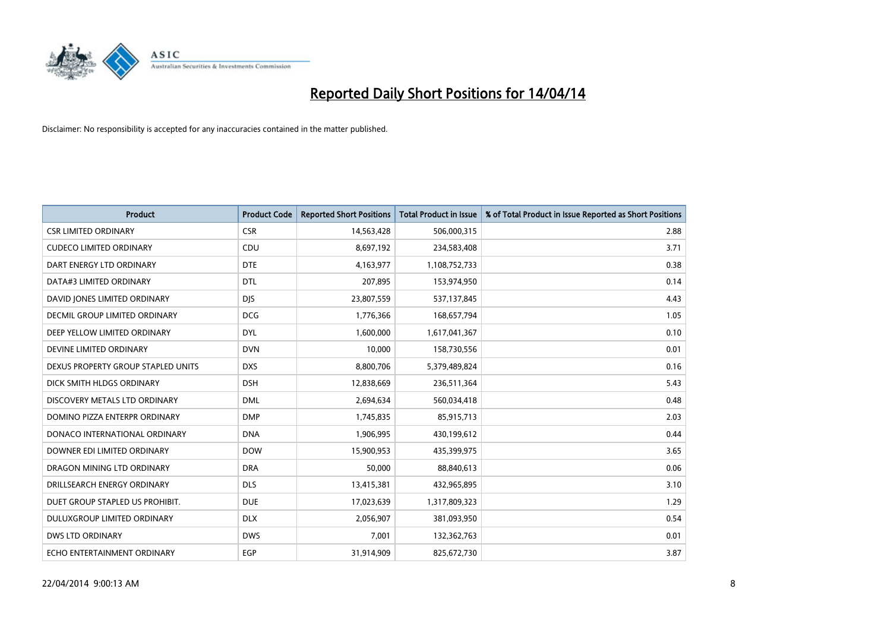# Reported Daily Short Positions for 14/04/14

Disclaimer: No responsibility is accepted for any inaccuracies contained in the matter published.

| Product | Product Code | Reported Short Positions | Total Product in Issue | % of Total Product in Issue Reported as Short Positions |
|---|---|---|---|---|
| CSR LIMITED ORDINARY | CSR | 14,563,428 | 506,000,315 | 2.88 |
| CUDECO LIMITED ORDINARY | CDU | 8,697,192 | 234,583,408 | 3.71 |
| DART ENERGY LTD ORDINARY | DTE | 4,163,977 | 1,108,752,733 | 0.38 |
| DATA#3 LIMITED ORDINARY | DTL | 207,895 | 153,974,950 | 0.14 |
| DAVID JONES LIMITED ORDINARY | DJS | 23,807,559 | 537,137,845 | 4.43 |
| DECMIL GROUP LIMITED ORDINARY | DCG | 1,776,366 | 168,657,794 | 1.05 |
| DEEP YELLOW LIMITED ORDINARY | DYL | 1,600,000 | 1,617,041,367 | 0.10 |
| DEVINE LIMITED ORDINARY | DVN | 10,000 | 158,730,556 | 0.01 |
| DEXUS PROPERTY GROUP STAPLED UNITS | DXS | 8,800,706 | 5,379,489,824 | 0.16 |
| DICK SMITH HLDGS ORDINARY | DSH | 12,838,669 | 236,511,364 | 5.43 |
| DISCOVERY METALS LTD ORDINARY | DML | 2,694,634 | 560,034,418 | 0.48 |
| DOMINO PIZZA ENTERPR ORDINARY | DMP | 1,745,835 | 85,915,713 | 2.03 |
| DONACO INTERNATIONAL ORDINARY | DNA | 1,906,995 | 430,199,612 | 0.44 |
| DOWNER EDI LIMITED ORDINARY | DOW | 15,900,953 | 435,399,975 | 3.65 |
| DRAGON MINING LTD ORDINARY | DRA | 50,000 | 88,840,613 | 0.06 |
| DRILLSEARCH ENERGY ORDINARY | DLS | 13,415,381 | 432,965,895 | 3.10 |
| DUET GROUP STAPLED US PROHIBIT. | DUE | 17,023,639 | 1,317,809,323 | 1.29 |
| DULUXGROUP LIMITED ORDINARY | DLX | 2,056,907 | 381,093,950 | 0.54 |
| DWS LTD ORDINARY | DWS | 7,001 | 132,362,763 | 0.01 |
| ECHO ENTERTAINMENT ORDINARY | EGP | 31,914,909 | 825,672,730 | 3.87 |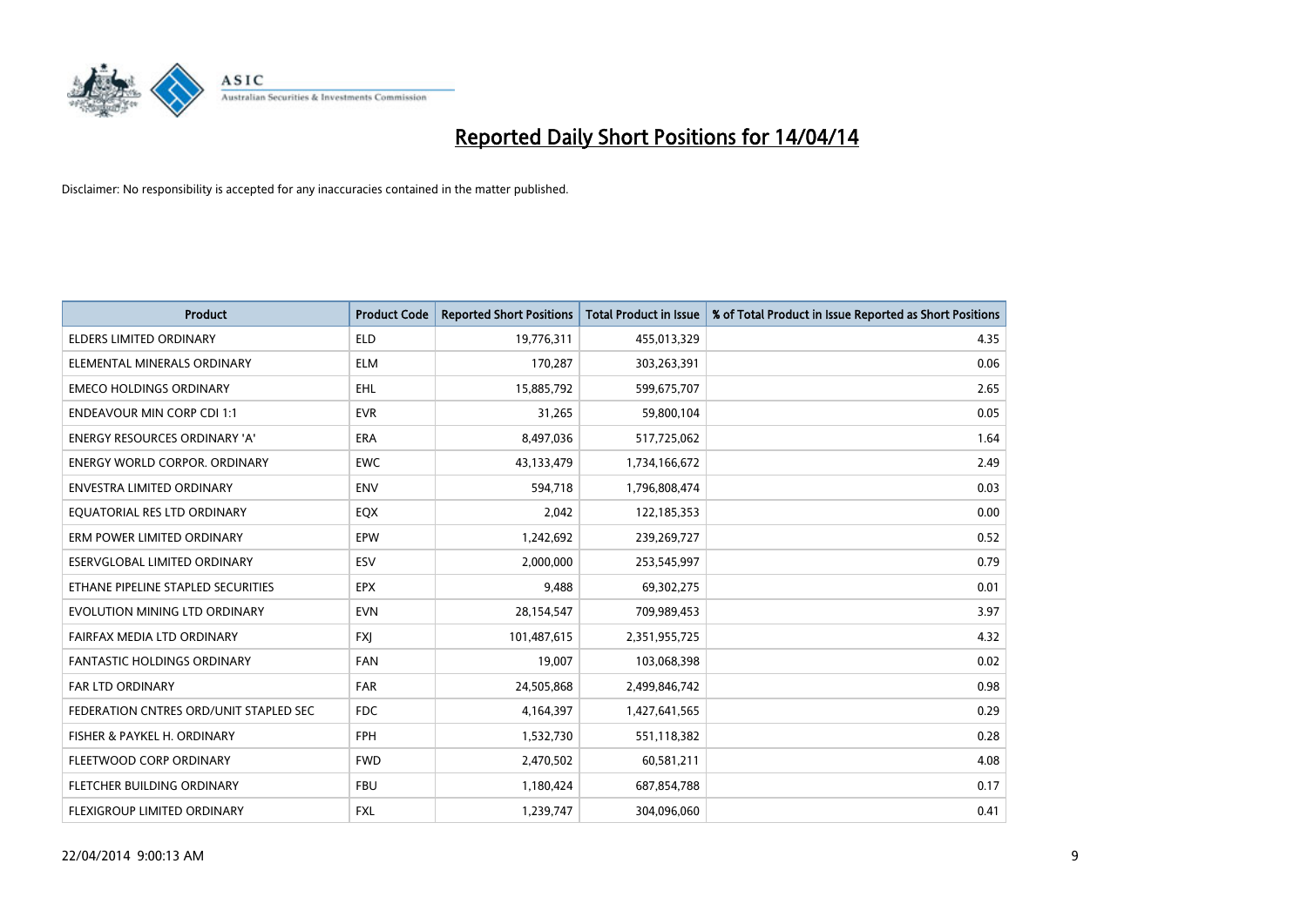# Reported Daily Short Positions for 14/04/14

Disclaimer: No responsibility is accepted for any inaccuracies contained in the matter published.

| Product | Product Code | Reported Short Positions | Total Product in Issue | % of Total Product in Issue Reported as Short Positions |
|---|---|---|---|---|
| ELDERS LIMITED ORDINARY | ELD | 19,776,311 | 455,013,329 | 4.35 |
| ELEMENTAL MINERALS ORDINARY | ELM | 170,287 | 303,263,391 | 0.06 |
| EMECO HOLDINGS ORDINARY | EHL | 15,885,792 | 599,675,707 | 2.65 |
| ENDEAVOUR MIN CORP CDI 1:1 | EVR | 31,265 | 59,800,104 | 0.05 |
| ENERGY RESOURCES ORDINARY 'A' | ERA | 8,497,036 | 517,725,062 | 1.64 |
| ENERGY WORLD CORPOR. ORDINARY | EWC | 43,133,479 | 1,734,166,672 | 2.49 |
| ENVESTRA LIMITED ORDINARY | ENV | 594,718 | 1,796,808,474 | 0.03 |
| EQUATORIAL RES LTD ORDINARY | EQX | 2,042 | 122,185,353 | 0.00 |
| ERM POWER LIMITED ORDINARY | EPW | 1,242,692 | 239,269,727 | 0.52 |
| ESERVGLOBAL LIMITED ORDINARY | ESV | 2,000,000 | 253,545,997 | 0.79 |
| ETHANE PIPELINE STAPLED SECURITIES | EPX | 9,488 | 69,302,275 | 0.01 |
| EVOLUTION MINING LTD ORDINARY | EVN | 28,154,547 | 709,989,453 | 3.97 |
| FAIRFAX MEDIA LTD ORDINARY | FXJ | 101,487,615 | 2,351,955,725 | 4.32 |
| FANTASTIC HOLDINGS ORDINARY | FAN | 19,007 | 103,068,398 | 0.02 |
| FAR LTD ORDINARY | FAR | 24,505,868 | 2,499,846,742 | 0.98 |
| FEDERATION CNTRES ORD/UNIT STAPLED SEC | FDC | 4,164,397 | 1,427,641,565 | 0.29 |
| FISHER & PAYKEL H. ORDINARY | FPH | 1,532,730 | 551,118,382 | 0.28 |
| FLEETWOOD CORP ORDINARY | FWD | 2,470,502 | 60,581,211 | 4.08 |
| FLETCHER BUILDING ORDINARY | FBU | 1,180,424 | 687,854,788 | 0.17 |
| FLEXIGROUP LIMITED ORDINARY | FXL | 1,239,747 | 304,096,060 | 0.41 |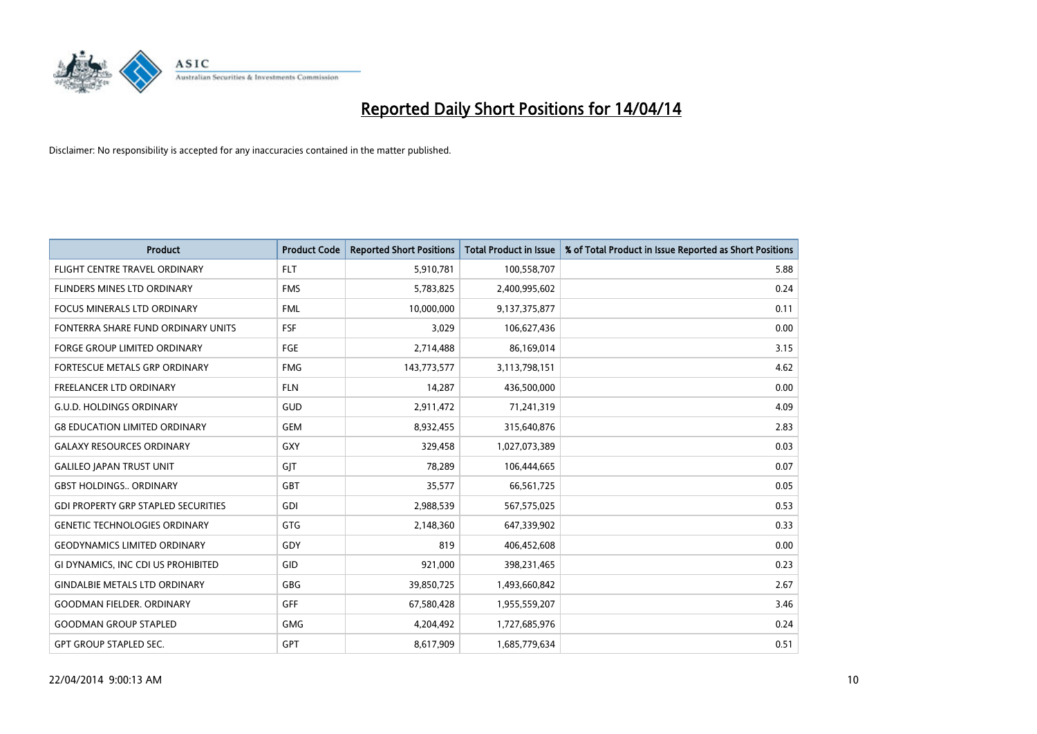# Reported Daily Short Positions for 14/04/14

Disclaimer: No responsibility is accepted for any inaccuracies contained in the matter published.

| Product | Product Code | Reported Short Positions | Total Product in Issue | % of Total Product in Issue Reported as Short Positions |
|---|---|---|---|---|
| FLIGHT CENTRE TRAVEL ORDINARY | FLT | 5,910,781 | 100,558,707 | 5.88 |
| FLINDERS MINES LTD ORDINARY | FMS | 5,783,825 | 2,400,995,602 | 0.24 |
| FOCUS MINERALS LTD ORDINARY | FML | 10,000,000 | 9,137,375,877 | 0.11 |
| FONTERRA SHARE FUND ORDINARY UNITS | FSF | 3,029 | 106,627,436 | 0.00 |
| FORGE GROUP LIMITED ORDINARY | FGE | 2,714,488 | 86,169,014 | 3.15 |
| FORTESCUE METALS GRP ORDINARY | FMG | 143,773,577 | 3,113,798,151 | 4.62 |
| FREELANCER LTD ORDINARY | FLN | 14,287 | 436,500,000 | 0.00 |
| G.U.D. HOLDINGS ORDINARY | GUD | 2,911,472 | 71,241,319 | 4.09 |
| G8 EDUCATION LIMITED ORDINARY | GEM | 8,932,455 | 315,640,876 | 2.83 |
| GALAXY RESOURCES ORDINARY | GXY | 329,458 | 1,027,073,389 | 0.03 |
| GALILEO JAPAN TRUST UNIT | GJT | 78,289 | 106,444,665 | 0.07 |
| GBST HOLDINGS.. ORDINARY | GBT | 35,577 | 66,561,725 | 0.05 |
| GDI PROPERTY GRP STAPLED SECURITIES | GDI | 2,988,539 | 567,575,025 | 0.53 |
| GENETIC TECHNOLOGIES ORDINARY | GTG | 2,148,360 | 647,339,902 | 0.33 |
| GEODYNAMICS LIMITED ORDINARY | GDY | 819 | 406,452,608 | 0.00 |
| GI DYNAMICS, INC CDI US PROHIBITED | GID | 921,000 | 398,231,465 | 0.23 |
| GINDALBIE METALS LTD ORDINARY | GBG | 39,850,725 | 1,493,660,842 | 2.67 |
| GOODMAN FIELDER. ORDINARY | GFF | 67,580,428 | 1,955,559,207 | 3.46 |
| GOODMAN GROUP STAPLED | GMG | 4,204,492 | 1,727,685,976 | 0.24 |
| GPT GROUP STAPLED SEC. | GPT | 8,617,909 | 1,685,779,634 | 0.51 |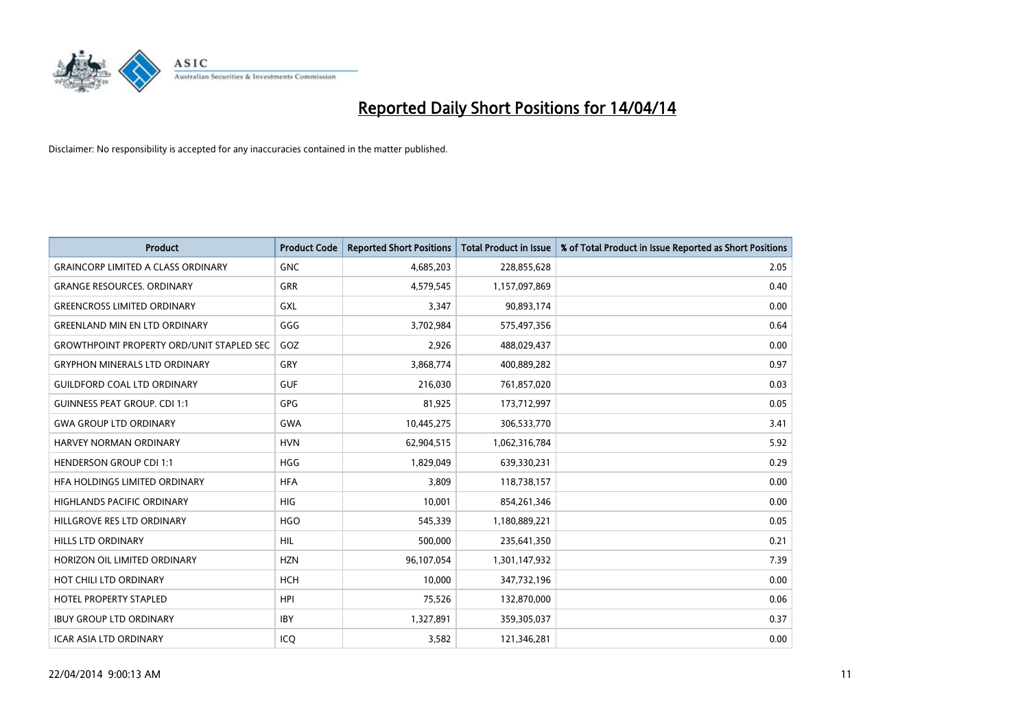# Reported Daily Short Positions for 14/04/14

Disclaimer: No responsibility is accepted for any inaccuracies contained in the matter published.

| Product | Product Code | Reported Short Positions | Total Product in Issue | % of Total Product in Issue Reported as Short Positions |
| --- | --- | --- | --- | --- |
| GRAINCORP LIMITED A CLASS ORDINARY | GNC | 4,685,203 | 228,855,628 | 2.05 |
| GRANGE RESOURCES. ORDINARY | GRR | 4,579,545 | 1,157,097,869 | 0.40 |
| GREENCROSS LIMITED ORDINARY | GXL | 3,347 | 90,893,174 | 0.00 |
| GREENLAND MIN EN LTD ORDINARY | GGG | 3,702,984 | 575,497,356 | 0.64 |
| GROWTHPOINT PROPERTY ORD/UNIT STAPLED SEC | GOZ | 2,926 | 488,029,437 | 0.00 |
| GRYPHON MINERALS LTD ORDINARY | GRY | 3,868,774 | 400,889,282 | 0.97 |
| GUILDFORD COAL LTD ORDINARY | GUF | 216,030 | 761,857,020 | 0.03 |
| GUINNESS PEAT GROUP. CDI 1:1 | GPG | 81,925 | 173,712,997 | 0.05 |
| GWA GROUP LTD ORDINARY | GWA | 10,445,275 | 306,533,770 | 3.41 |
| HARVEY NORMAN ORDINARY | HVN | 62,904,515 | 1,062,316,784 | 5.92 |
| HENDERSON GROUP CDI 1:1 | HGG | 1,829,049 | 639,330,231 | 0.29 |
| HFA HOLDINGS LIMITED ORDINARY | HFA | 3,809 | 118,738,157 | 0.00 |
| HIGHLANDS PACIFIC ORDINARY | HIG | 10,001 | 854,261,346 | 0.00 |
| HILLGROVE RES LTD ORDINARY | HGO | 545,339 | 1,180,889,221 | 0.05 |
| HILLS LTD ORDINARY | HIL | 500,000 | 235,641,350 | 0.21 |
| HORIZON OIL LIMITED ORDINARY | HZN | 96,107,054 | 1,301,147,932 | 7.39 |
| HOT CHILI LTD ORDINARY | HCH | 10,000 | 347,732,196 | 0.00 |
| HOTEL PROPERTY STAPLED | HPI | 75,526 | 132,870,000 | 0.06 |
| IBUY GROUP LTD ORDINARY | IBY | 1,327,891 | 359,305,037 | 0.37 |
| ICAR ASIA LTD ORDINARY | ICQ | 3,582 | 121,346,281 | 0.00 |

22/04/2014 9:00:13 AM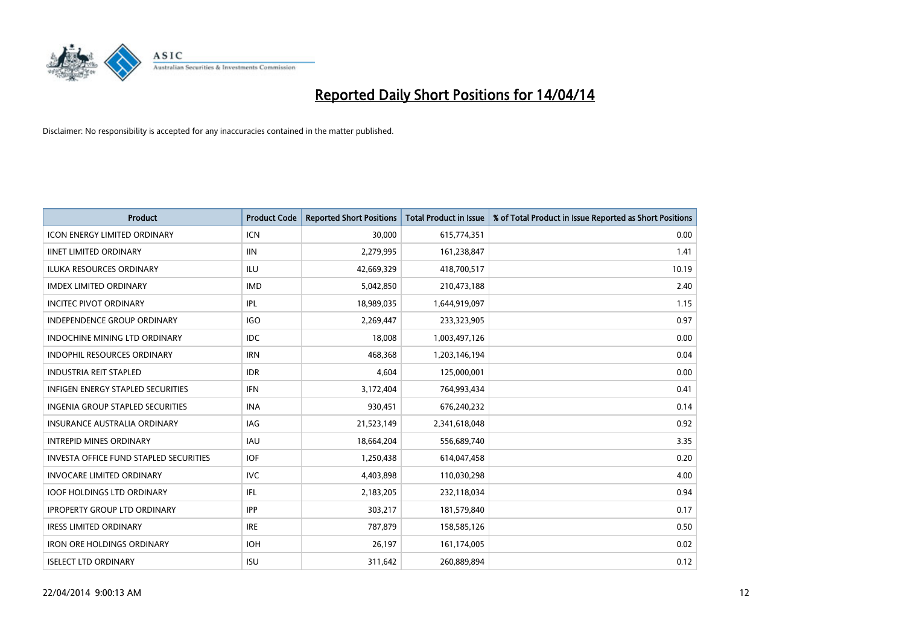# Reported Daily Short Positions for 14/04/14

Disclaimer: No responsibility is accepted for any inaccuracies contained in the matter published.

| Product | Product Code | Reported Short Positions | Total Product in Issue | % of Total Product in Issue Reported as Short Positions |
|---|---|---|---|---|
| ICON ENERGY LIMITED ORDINARY | ICN | 30,000 | 615,774,351 | 0.00 |
| IINET LIMITED ORDINARY | IIN | 2,279,995 | 161,238,847 | 1.41 |
| ILUKA RESOURCES ORDINARY | ILU | 42,669,329 | 418,700,517 | 10.19 |
| IMDEX LIMITED ORDINARY | IMD | 5,042,850 | 210,473,188 | 2.40 |
| INCITEC PIVOT ORDINARY | IPL | 18,989,035 | 1,644,919,097 | 1.15 |
| INDEPENDENCE GROUP ORDINARY | IGO | 2,269,447 | 233,323,905 | 0.97 |
| INDOCHINE MINING LTD ORDINARY | IDC | 18,008 | 1,003,497,126 | 0.00 |
| INDOPHIL RESOURCES ORDINARY | IRN | 468,368 | 1,203,146,194 | 0.04 |
| INDUSTRIA REIT STAPLED | IDR | 4,604 | 125,000,001 | 0.00 |
| INFIGEN ENERGY STAPLED SECURITIES | IFN | 3,172,404 | 764,993,434 | 0.41 |
| INGENIA GROUP STAPLED SECURITIES | INA | 930,451 | 676,240,232 | 0.14 |
| INSURANCE AUSTRALIA ORDINARY | IAG | 21,523,149 | 2,341,618,048 | 0.92 |
| INTREPID MINES ORDINARY | IAU | 18,664,204 | 556,689,740 | 3.35 |
| INVESTA OFFICE FUND STAPLED SECURITIES | IOF | 1,250,438 | 614,047,458 | 0.20 |
| INVOCARE LIMITED ORDINARY | IVC | 4,403,898 | 110,030,298 | 4.00 |
| IOOF HOLDINGS LTD ORDINARY | IFL | 2,183,205 | 232,118,034 | 0.94 |
| IPROPERTY GROUP LTD ORDINARY | IPP | 303,217 | 181,579,840 | 0.17 |
| IRESS LIMITED ORDINARY | IRE | 787,879 | 158,585,126 | 0.50 |
| IRON ORE HOLDINGS ORDINARY | IOH | 26,197 | 161,174,005 | 0.02 |
| ISELECT LTD ORDINARY | ISU | 311,642 | 260,889,894 | 0.12 |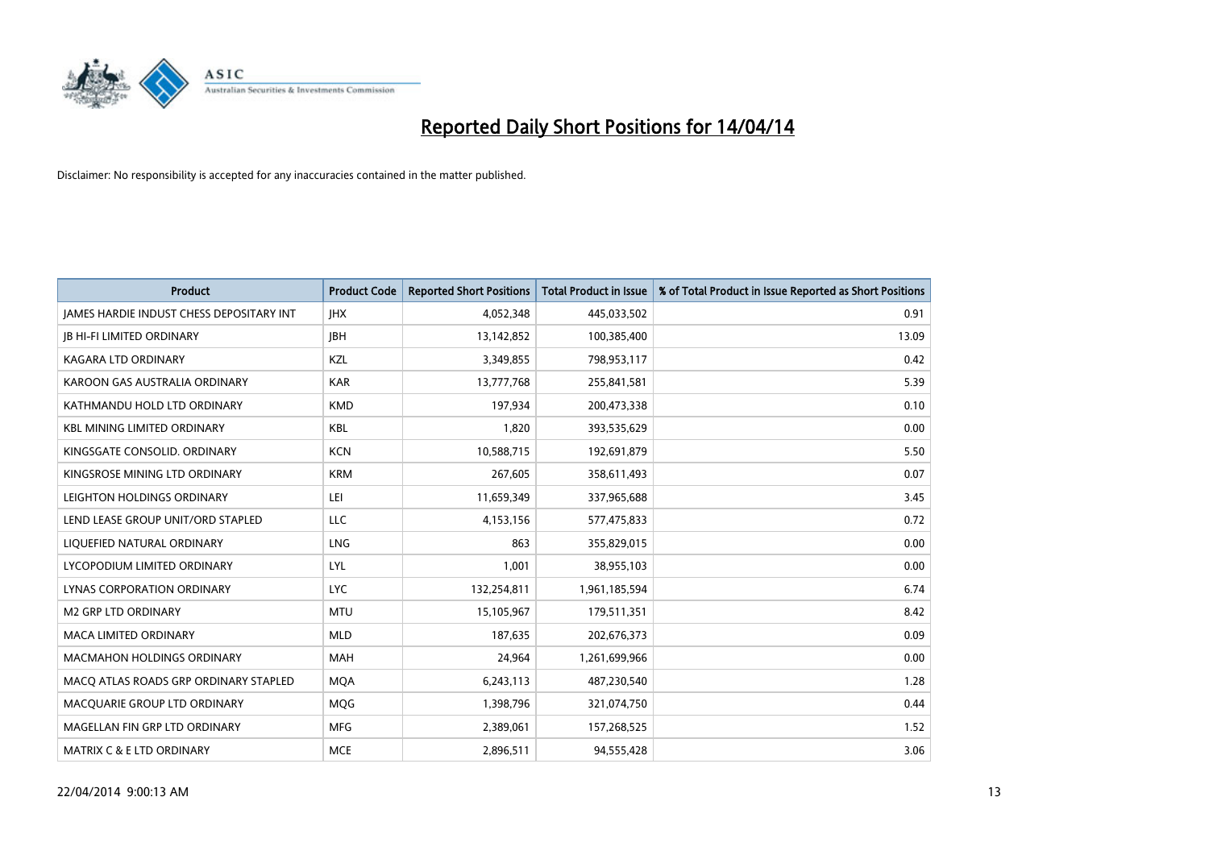# Reported Daily Short Positions for 14/04/14

Disclaimer: No responsibility is accepted for any inaccuracies contained in the matter published.

| Product | Product Code | Reported Short Positions | Total Product in Issue | % of Total Product in Issue Reported as Short Positions |
|---|---|---|---|---|
| JAMES HARDIE INDUST CHESS DEPOSITARY INT | JHX | 4,052,348 | 445,033,502 | 0.91 |
| JB HI-FI LIMITED ORDINARY | JBH | 13,142,852 | 100,385,400 | 13.09 |
| KAGARA LTD ORDINARY | KZL | 3,349,855 | 798,953,117 | 0.42 |
| KAROON GAS AUSTRALIA ORDINARY | KAR | 13,777,768 | 255,841,581 | 5.39 |
| KATHMANDU HOLD LTD ORDINARY | KMD | 197,934 | 200,473,338 | 0.10 |
| KBL MINING LIMITED ORDINARY | KBL | 1,820 | 393,535,629 | 0.00 |
| KINGSGATE CONSOLID. ORDINARY | KCN | 10,588,715 | 192,691,879 | 5.50 |
| KINGSROSE MINING LTD ORDINARY | KRM | 267,605 | 358,611,493 | 0.07 |
| LEIGHTON HOLDINGS ORDINARY | LEI | 11,659,349 | 337,965,688 | 3.45 |
| LEND LEASE GROUP UNIT/ORD STAPLED | LLC | 4,153,156 | 577,475,833 | 0.72 |
| LIQUEFIED NATURAL ORDINARY | LNG | 863 | 355,829,015 | 0.00 |
| LYCOPODIUM LIMITED ORDINARY | LYL | 1,001 | 38,955,103 | 0.00 |
| LYNAS CORPORATION ORDINARY | LYC | 132,254,811 | 1,961,185,594 | 6.74 |
| M2 GRP LTD ORDINARY | MTU | 15,105,967 | 179,511,351 | 8.42 |
| MACA LIMITED ORDINARY | MLD | 187,635 | 202,676,373 | 0.09 |
| MACMAHON HOLDINGS ORDINARY | MAH | 24,964 | 1,261,699,966 | 0.00 |
| MACQ ATLAS ROADS GRP ORDINARY STAPLED | MQA | 6,243,113 | 487,230,540 | 1.28 |
| MACQUARIE GROUP LTD ORDINARY | MQG | 1,398,796 | 321,074,750 | 0.44 |
| MAGELLAN FIN GRP LTD ORDINARY | MFG | 2,389,061 | 157,268,525 | 1.52 |
| MATRIX C & E LTD ORDINARY | MCE | 2,896,511 | 94,555,428 | 3.06 |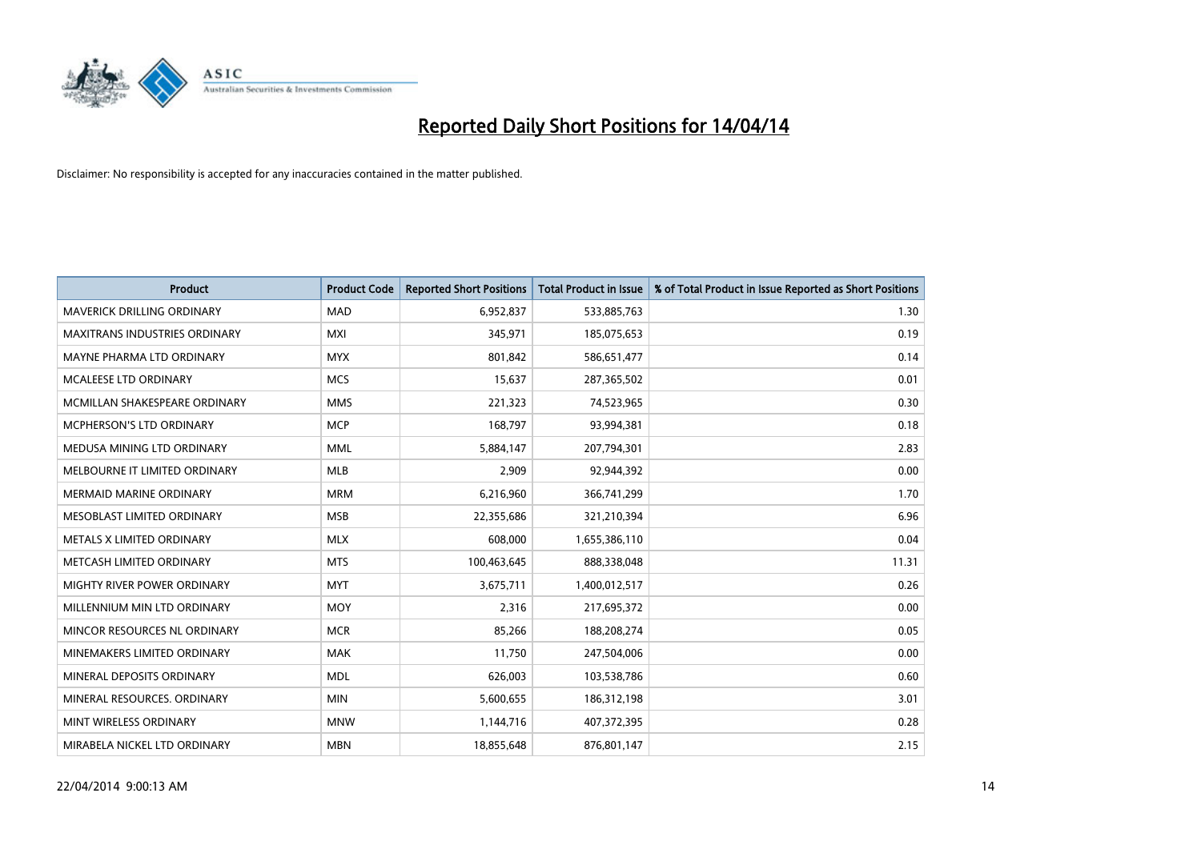# Reported Daily Short Positions for 14/04/14

Disclaimer: No responsibility is accepted for any inaccuracies contained in the matter published.

| Product | Product Code | Reported Short Positions | Total Product in Issue | % of Total Product in Issue Reported as Short Positions |
|---|---|---|---|---|
| MAVERICK DRILLING ORDINARY | MAD | 6,952,837 | 533,885,763 | 1.30 |
| MAXITRANS INDUSTRIES ORDINARY | MXI | 345,971 | 185,075,653 | 0.19 |
| MAYNE PHARMA LTD ORDINARY | MYX | 801,842 | 586,651,477 | 0.14 |
| MCALEESE LTD ORDINARY | MCS | 15,637 | 287,365,502 | 0.01 |
| MCMILLAN SHAKESPEARE ORDINARY | MMS | 221,323 | 74,523,965 | 0.30 |
| MCPHERSON'S LTD ORDINARY | MCP | 168,797 | 93,994,381 | 0.18 |
| MEDUSA MINING LTD ORDINARY | MML | 5,884,147 | 207,794,301 | 2.83 |
| MELBOURNE IT LIMITED ORDINARY | MLB | 2,909 | 92,944,392 | 0.00 |
| MERMAID MARINE ORDINARY | MRM | 6,216,960 | 366,741,299 | 1.70 |
| MESOBLAST LIMITED ORDINARY | MSB | 22,355,686 | 321,210,394 | 6.96 |
| METALS X LIMITED ORDINARY | MLX | 608,000 | 1,655,386,110 | 0.04 |
| METCASH LIMITED ORDINARY | MTS | 100,463,645 | 888,338,048 | 11.31 |
| MIGHTY RIVER POWER ORDINARY | MYT | 3,675,711 | 1,400,012,517 | 0.26 |
| MILLENNIUM MIN LTD ORDINARY | MOY | 2,316 | 217,695,372 | 0.00 |
| MINCOR RESOURCES NL ORDINARY | MCR | 85,266 | 188,208,274 | 0.05 |
| MINEMAKERS LIMITED ORDINARY | MAK | 11,750 | 247,504,006 | 0.00 |
| MINERAL DEPOSITS ORDINARY | MDL | 626,003 | 103,538,786 | 0.60 |
| MINERAL RESOURCES. ORDINARY | MIN | 5,600,655 | 186,312,198 | 3.01 |
| MINT WIRELESS ORDINARY | MNW | 1,144,716 | 407,372,395 | 0.28 |
| MIRABELA NICKEL LTD ORDINARY | MBN | 18,855,648 | 876,801,147 | 2.15 |

22/04/2014 9:00:13 AM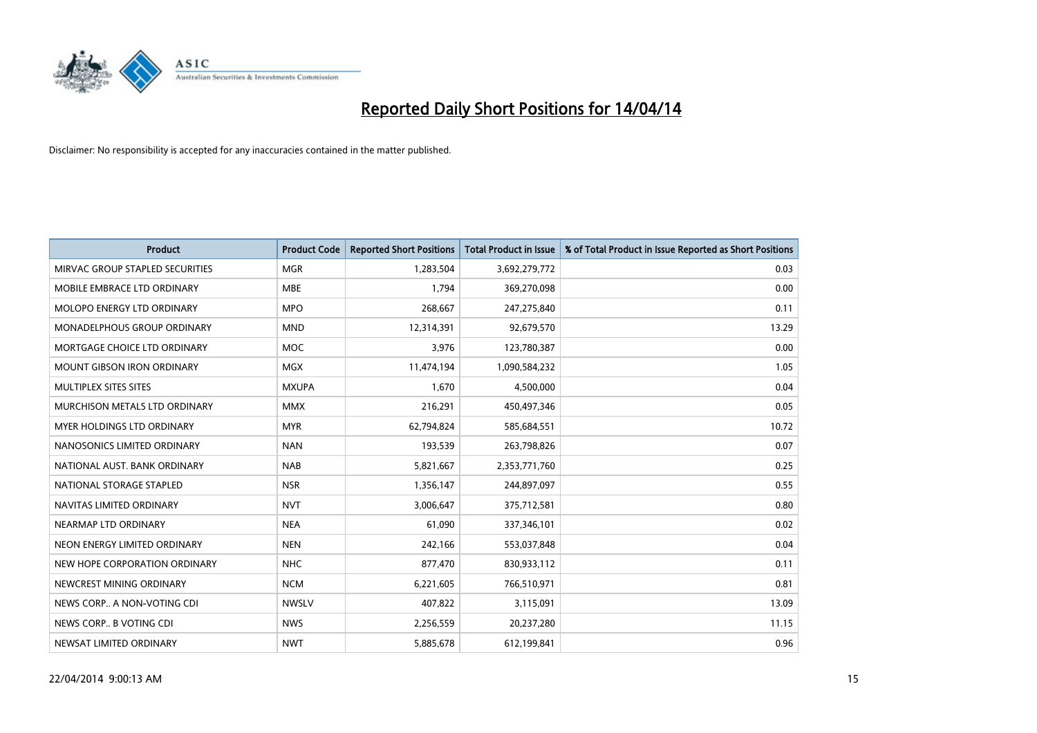# Reported Daily Short Positions for 14/04/14

Disclaimer: No responsibility is accepted for any inaccuracies contained in the matter published.

| Product | Product Code | Reported Short Positions | Total Product in Issue | % of Total Product in Issue Reported as Short Positions |
|---|---|---|---|---|
| MIRVAC GROUP STAPLED SECURITIES | MGR | 1,283,504 | 3,692,279,772 | 0.03 |
| MOBILE EMBRACE LTD ORDINARY | MBE | 1,794 | 369,270,098 | 0.00 |
| MOLOPO ENERGY LTD ORDINARY | MPO | 268,667 | 247,275,840 | 0.11 |
| MONADELPHOUS GROUP ORDINARY | MND | 12,314,391 | 92,679,570 | 13.29 |
| MORTGAGE CHOICE LTD ORDINARY | MOC | 3,976 | 123,780,387 | 0.00 |
| MOUNT GIBSON IRON ORDINARY | MGX | 11,474,194 | 1,090,584,232 | 1.05 |
| MULTIPLEX SITES SITES | MXUPA | 1,670 | 4,500,000 | 0.04 |
| MURCHISON METALS LTD ORDINARY | MMX | 216,291 | 450,497,346 | 0.05 |
| MYER HOLDINGS LTD ORDINARY | MYR | 62,794,824 | 585,684,551 | 10.72 |
| NANOSONICS LIMITED ORDINARY | NAN | 193,539 | 263,798,826 | 0.07 |
| NATIONAL AUST. BANK ORDINARY | NAB | 5,821,667 | 2,353,771,760 | 0.25 |
| NATIONAL STORAGE STAPLED | NSR | 1,356,147 | 244,897,097 | 0.55 |
| NAVITAS LIMITED ORDINARY | NVT | 3,006,647 | 375,712,581 | 0.80 |
| NEARMAP LTD ORDINARY | NEA | 61,090 | 337,346,101 | 0.02 |
| NEON ENERGY LIMITED ORDINARY | NEN | 242,166 | 553,037,848 | 0.04 |
| NEW HOPE CORPORATION ORDINARY | NHC | 877,470 | 830,933,112 | 0.11 |
| NEWCREST MINING ORDINARY | NCM | 6,221,605 | 766,510,971 | 0.81 |
| NEWS CORP.. A NON-VOTING CDI | NWSLV | 407,822 | 3,115,091 | 13.09 |
| NEWS CORP.. B VOTING CDI | NWS | 2,256,559 | 20,237,280 | 11.15 |
| NEWSAT LIMITED ORDINARY | NWT | 5,885,678 | 612,199,841 | 0.96 |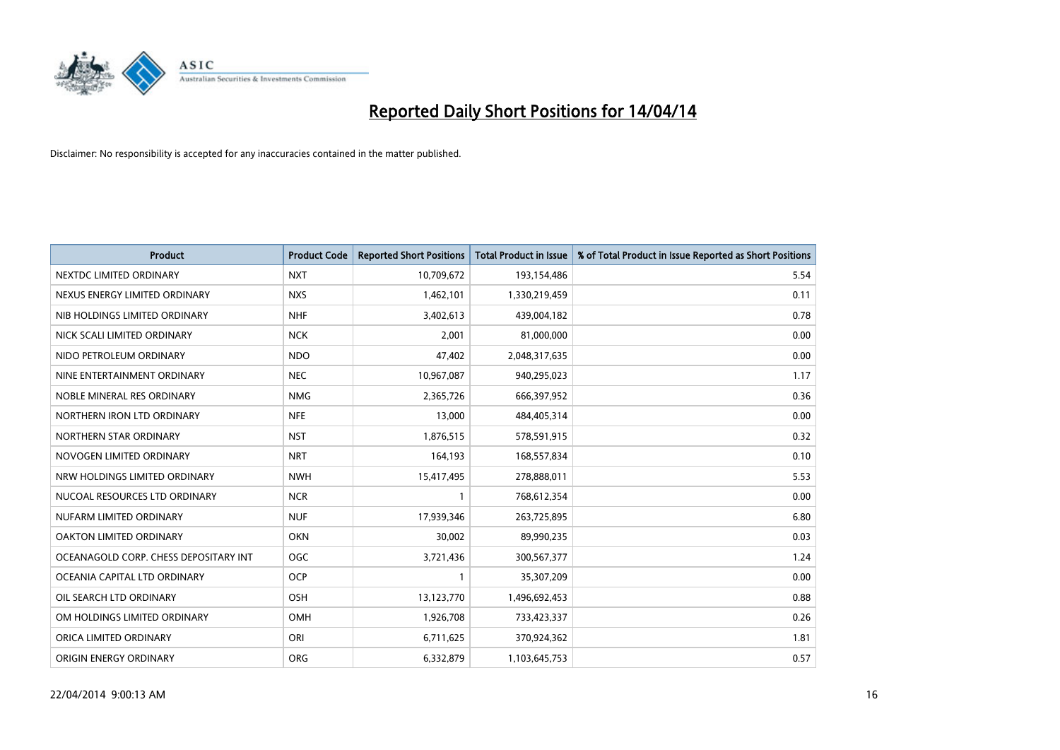# Reported Daily Short Positions for 14/04/14

Disclaimer: No responsibility is accepted for any inaccuracies contained in the matter published.

| Product | Product Code | Reported Short Positions | Total Product in Issue | % of Total Product in Issue Reported as Short Positions |
|---|---|---|---|---|
| NEXTDC LIMITED ORDINARY | NXT | 10,709,672 | 193,154,486 | 5.54 |
| NEXUS ENERGY LIMITED ORDINARY | NXS | 1,462,101 | 1,330,219,459 | 0.11 |
| NIB HOLDINGS LIMITED ORDINARY | NHF | 3,402,613 | 439,004,182 | 0.78 |
| NICK SCALI LIMITED ORDINARY | NCK | 2,001 | 81,000,000 | 0.00 |
| NIDO PETROLEUM ORDINARY | NDO | 47,402 | 2,048,317,635 | 0.00 |
| NINE ENTERTAINMENT ORDINARY | NEC | 10,967,087 | 940,295,023 | 1.17 |
| NOBLE MINERAL RES ORDINARY | NMG | 2,365,726 | 666,397,952 | 0.36 |
| NORTHERN IRON LTD ORDINARY | NFE | 13,000 | 484,405,314 | 0.00 |
| NORTHERN STAR ORDINARY | NST | 1,876,515 | 578,591,915 | 0.32 |
| NOVOGEN LIMITED ORDINARY | NRT | 164,193 | 168,557,834 | 0.10 |
| NRW HOLDINGS LIMITED ORDINARY | NWH | 15,417,495 | 278,888,011 | 5.53 |
| NUCOAL RESOURCES LTD ORDINARY | NCR | 1 | 768,612,354 | 0.00 |
| NUFARM LIMITED ORDINARY | NUF | 17,939,346 | 263,725,895 | 6.80 |
| OAKTON LIMITED ORDINARY | OKN | 30,002 | 89,990,235 | 0.03 |
| OCEANAGOLD CORP. CHESS DEPOSITARY INT | OGC | 3,721,436 | 300,567,377 | 1.24 |
| OCEANIA CAPITAL LTD ORDINARY | OCP | 1 | 35,307,209 | 0.00 |
| OIL SEARCH LTD ORDINARY | OSH | 13,123,770 | 1,496,692,453 | 0.88 |
| OM HOLDINGS LIMITED ORDINARY | OMH | 1,926,708 | 733,423,337 | 0.26 |
| ORICA LIMITED ORDINARY | ORI | 6,711,625 | 370,924,362 | 1.81 |
| ORIGIN ENERGY ORDINARY | ORG | 6,332,879 | 1,103,645,753 | 0.57 |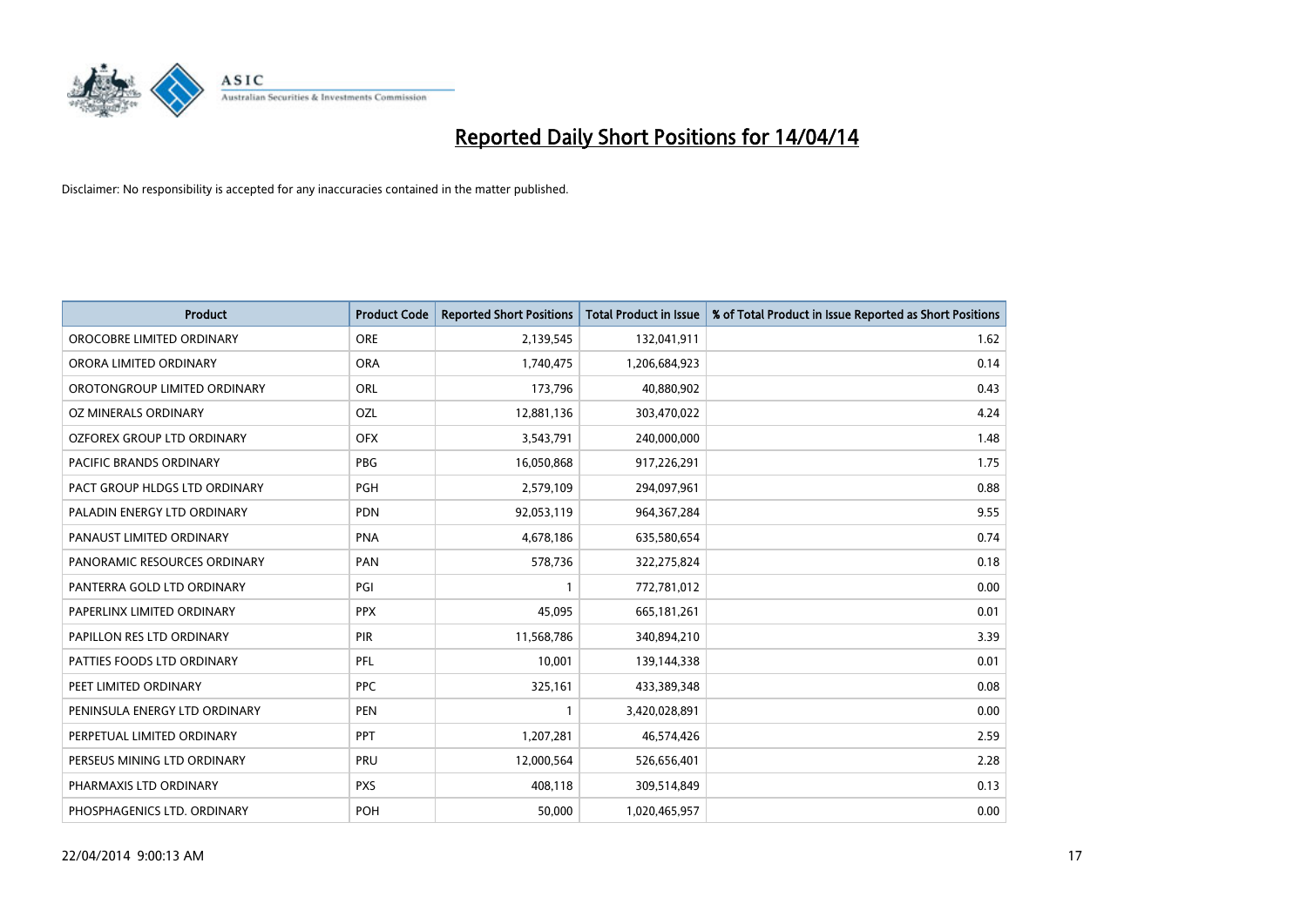# Reported Daily Short Positions for 14/04/14

Disclaimer: No responsibility is accepted for any inaccuracies contained in the matter published.

| Product | Product Code | Reported Short Positions | Total Product in Issue | % of Total Product in Issue Reported as Short Positions |
|---|---|---|---|---|
| OROCOBRE LIMITED ORDINARY | ORE | 2,139,545 | 132,041,911 | 1.62 |
| ORORA LIMITED ORDINARY | ORA | 1,740,475 | 1,206,684,923 | 0.14 |
| OROTONGROUP LIMITED ORDINARY | ORL | 173,796 | 40,880,902 | 0.43 |
| OZ MINERALS ORDINARY | OZL | 12,881,136 | 303,470,022 | 4.24 |
| OZFOREX GROUP LTD ORDINARY | OFX | 3,543,791 | 240,000,000 | 1.48 |
| PACIFIC BRANDS ORDINARY | PBG | 16,050,868 | 917,226,291 | 1.75 |
| PACT GROUP HLDGS LTD ORDINARY | PGH | 2,579,109 | 294,097,961 | 0.88 |
| PALADIN ENERGY LTD ORDINARY | PDN | 92,053,119 | 964,367,284 | 9.55 |
| PANAUST LIMITED ORDINARY | PNA | 4,678,186 | 635,580,654 | 0.74 |
| PANORAMIC RESOURCES ORDINARY | PAN | 578,736 | 322,275,824 | 0.18 |
| PANTERRA GOLD LTD ORDINARY | PGI | 1 | 772,781,012 | 0.00 |
| PAPERLINX LIMITED ORDINARY | PPX | 45,095 | 665,181,261 | 0.01 |
| PAPILLON RES LTD ORDINARY | PIR | 11,568,786 | 340,894,210 | 3.39 |
| PATTIES FOODS LTD ORDINARY | PFL | 10,001 | 139,144,338 | 0.01 |
| PEET LIMITED ORDINARY | PPC | 325,161 | 433,389,348 | 0.08 |
| PENINSULA ENERGY LTD ORDINARY | PEN | 1 | 3,420,028,891 | 0.00 |
| PERPETUAL LIMITED ORDINARY | PPT | 1,207,281 | 46,574,426 | 2.59 |
| PERSEUS MINING LTD ORDINARY | PRU | 12,000,564 | 526,656,401 | 2.28 |
| PHARMAXIS LTD ORDINARY | PXS | 408,118 | 309,514,849 | 0.13 |
| PHOSPHAGENICS LTD. ORDINARY | POH | 50,000 | 1,020,465,957 | 0.00 |

22/04/2014 9:00:13 AM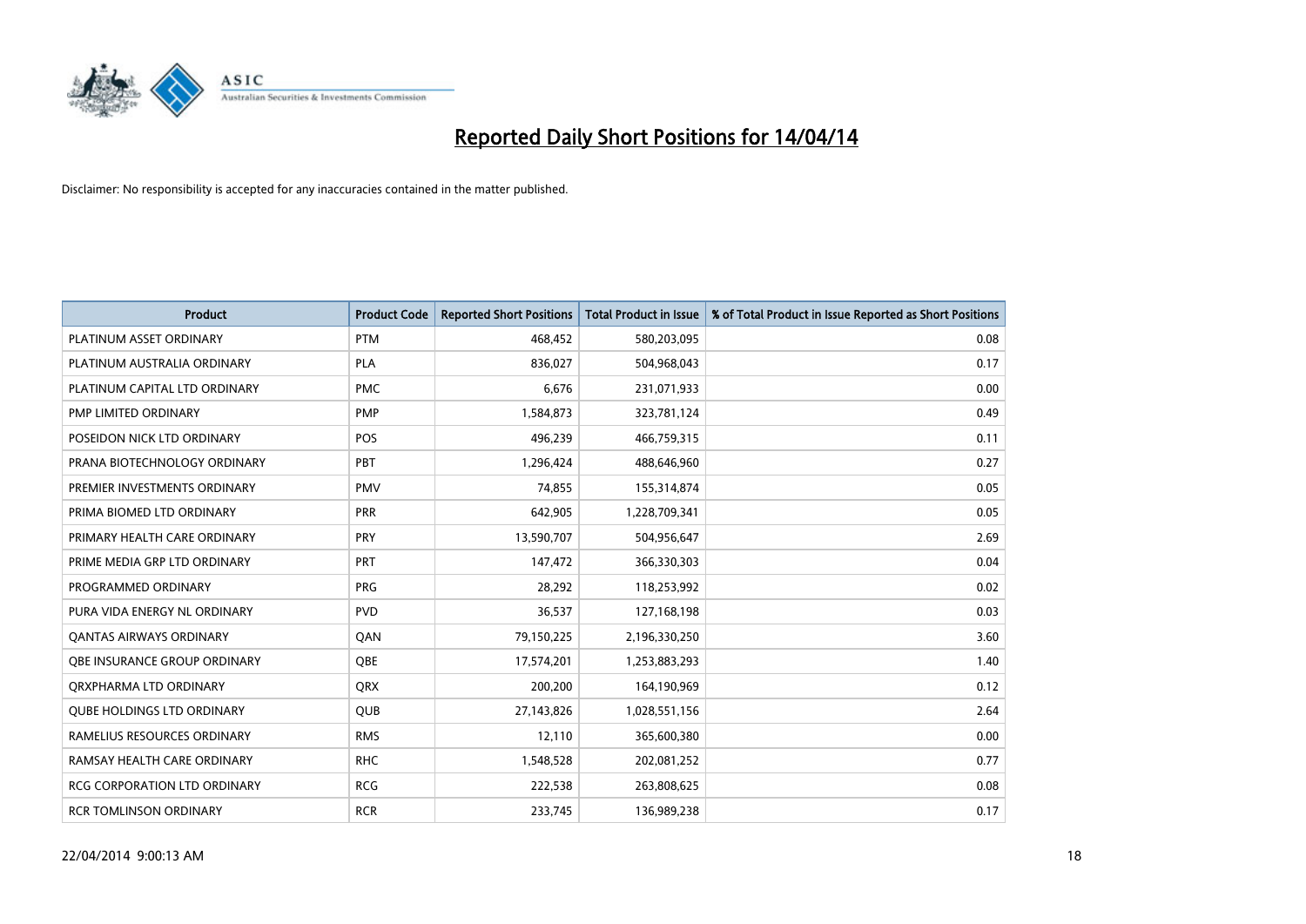# Reported Daily Short Positions for 14/04/14

Disclaimer: No responsibility is accepted for any inaccuracies contained in the matter published.

| Product | Product Code | Reported Short Positions | Total Product in Issue | % of Total Product in Issue Reported as Short Positions |
|---|---|---|---|---|
| PLATINUM ASSET ORDINARY | PTM | 468,452 | 580,203,095 | 0.08 |
| PLATINUM AUSTRALIA ORDINARY | PLA | 836,027 | 504,968,043 | 0.17 |
| PLATINUM CAPITAL LTD ORDINARY | PMC | 6,676 | 231,071,933 | 0.00 |
| PMP LIMITED ORDINARY | PMP | 1,584,873 | 323,781,124 | 0.49 |
| POSEIDON NICK LTD ORDINARY | POS | 496,239 | 466,759,315 | 0.11 |
| PRANA BIOTECHNOLOGY ORDINARY | PBT | 1,296,424 | 488,646,960 | 0.27 |
| PREMIER INVESTMENTS ORDINARY | PMV | 74,855 | 155,314,874 | 0.05 |
| PRIMA BIOMED LTD ORDINARY | PRR | 642,905 | 1,228,709,341 | 0.05 |
| PRIMARY HEALTH CARE ORDINARY | PRY | 13,590,707 | 504,956,647 | 2.69 |
| PRIME MEDIA GRP LTD ORDINARY | PRT | 147,472 | 366,330,303 | 0.04 |
| PROGRAMMED ORDINARY | PRG | 28,292 | 118,253,992 | 0.02 |
| PURA VIDA ENERGY NL ORDINARY | PVD | 36,537 | 127,168,198 | 0.03 |
| QANTAS AIRWAYS ORDINARY | QAN | 79,150,225 | 2,196,330,250 | 3.60 |
| QBE INSURANCE GROUP ORDINARY | QBE | 17,574,201 | 1,253,883,293 | 1.40 |
| QRXPHARMA LTD ORDINARY | QRX | 200,200 | 164,190,969 | 0.12 |
| QUBE HOLDINGS LTD ORDINARY | QUB | 27,143,826 | 1,028,551,156 | 2.64 |
| RAMELIUS RESOURCES ORDINARY | RMS | 12,110 | 365,600,380 | 0.00 |
| RAMSAY HEALTH CARE ORDINARY | RHC | 1,548,528 | 202,081,252 | 0.77 |
| RCG CORPORATION LTD ORDINARY | RCG | 222,538 | 263,808,625 | 0.08 |
| RCR TOMLINSON ORDINARY | RCR | 233,745 | 136,989,238 | 0.17 |

22/04/2014 9:00:13 AM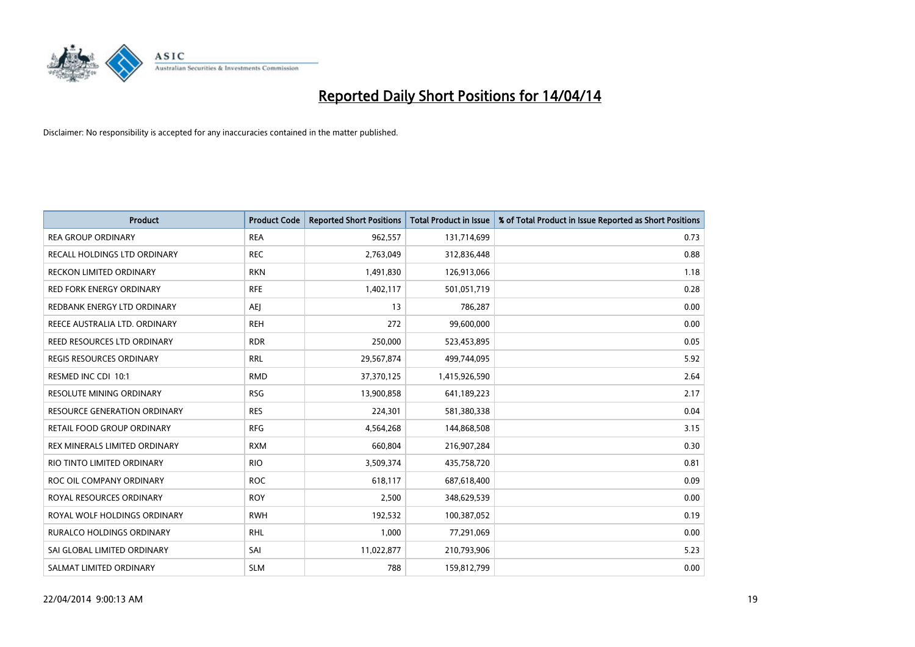# Reported Daily Short Positions for 14/04/14

Disclaimer: No responsibility is accepted for any inaccuracies contained in the matter published.

| Product | Product Code | Reported Short Positions | Total Product in Issue | % of Total Product in Issue Reported as Short Positions |
|---|---|---|---|---|
| REA GROUP ORDINARY | REA | 962,557 | 131,714,699 | 0.73 |
| RECALL HOLDINGS LTD ORDINARY | REC | 2,763,049 | 312,836,448 | 0.88 |
| RECKON LIMITED ORDINARY | RKN | 1,491,830 | 126,913,066 | 1.18 |
| RED FORK ENERGY ORDINARY | RFE | 1,402,117 | 501,051,719 | 0.28 |
| REDBANK ENERGY LTD ORDINARY | AEJ | 13 | 786,287 | 0.00 |
| REECE AUSTRALIA LTD. ORDINARY | REH | 272 | 99,600,000 | 0.00 |
| REED RESOURCES LTD ORDINARY | RDR | 250,000 | 523,453,895 | 0.05 |
| REGIS RESOURCES ORDINARY | RRL | 29,567,874 | 499,744,095 | 5.92 |
| RESMED INC CDI 10:1 | RMD | 37,370,125 | 1,415,926,590 | 2.64 |
| RESOLUTE MINING ORDINARY | RSG | 13,900,858 | 641,189,223 | 2.17 |
| RESOURCE GENERATION ORDINARY | RES | 224,301 | 581,380,338 | 0.04 |
| RETAIL FOOD GROUP ORDINARY | RFG | 4,564,268 | 144,868,508 | 3.15 |
| REX MINERALS LIMITED ORDINARY | RXM | 660,804 | 216,907,284 | 0.30 |
| RIO TINTO LIMITED ORDINARY | RIO | 3,509,374 | 435,758,720 | 0.81 |
| ROC OIL COMPANY ORDINARY | ROC | 618,117 | 687,618,400 | 0.09 |
| ROYAL RESOURCES ORDINARY | ROY | 2,500 | 348,629,539 | 0.00 |
| ROYAL WOLF HOLDINGS ORDINARY | RWH | 192,532 | 100,387,052 | 0.19 |
| RURALCO HOLDINGS ORDINARY | RHL | 1,000 | 77,291,069 | 0.00 |
| SAI GLOBAL LIMITED ORDINARY | SAI | 11,022,877 | 210,793,906 | 5.23 |
| SALMAT LIMITED ORDINARY | SLM | 788 | 159,812,799 | 0.00 |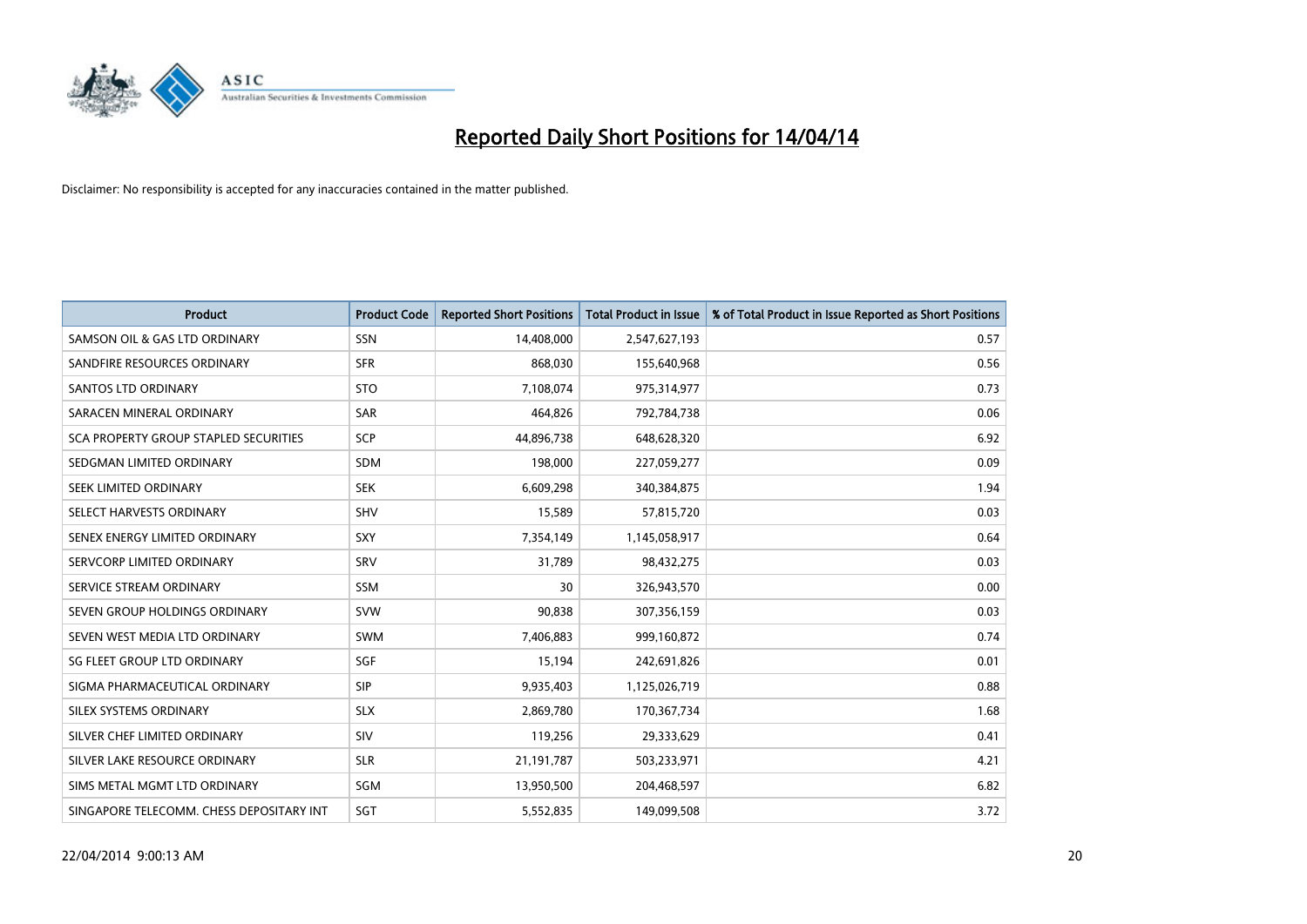# Reported Daily Short Positions for 14/04/14

Disclaimer: No responsibility is accepted for any inaccuracies contained in the matter published.

| Product | Product Code | Reported Short Positions | Total Product in Issue | % of Total Product in Issue Reported as Short Positions |
|---|---|---|---|---|
| SAMSON OIL & GAS LTD ORDINARY | SSN | 14,408,000 | 2,547,627,193 | 0.57 |
| SANDFIRE RESOURCES ORDINARY | SFR | 868,030 | 155,640,968 | 0.56 |
| SANTOS LTD ORDINARY | STO | 7,108,074 | 975,314,977 | 0.73 |
| SARACEN MINERAL ORDINARY | SAR | 464,826 | 792,784,738 | 0.06 |
| SCA PROPERTY GROUP STAPLED SECURITIES | SCP | 44,896,738 | 648,628,320 | 6.92 |
| SEDGMAN LIMITED ORDINARY | SDM | 198,000 | 227,059,277 | 0.09 |
| SEEK LIMITED ORDINARY | SEK | 6,609,298 | 340,384,875 | 1.94 |
| SELECT HARVESTS ORDINARY | SHV | 15,589 | 57,815,720 | 0.03 |
| SENEX ENERGY LIMITED ORDINARY | SXY | 7,354,149 | 1,145,058,917 | 0.64 |
| SERVCORP LIMITED ORDINARY | SRV | 31,789 | 98,432,275 | 0.03 |
| SERVICE STREAM ORDINARY | SSM | 30 | 326,943,570 | 0.00 |
| SEVEN GROUP HOLDINGS ORDINARY | SVW | 90,838 | 307,356,159 | 0.03 |
| SEVEN WEST MEDIA LTD ORDINARY | SWM | 7,406,883 | 999,160,872 | 0.74 |
| SG FLEET GROUP LTD ORDINARY | SGF | 15,194 | 242,691,826 | 0.01 |
| SIGMA PHARMACEUTICAL ORDINARY | SIP | 9,935,403 | 1,125,026,719 | 0.88 |
| SILEX SYSTEMS ORDINARY | SLX | 2,869,780 | 170,367,734 | 1.68 |
| SILVER CHEF LIMITED ORDINARY | SIV | 119,256 | 29,333,629 | 0.41 |
| SILVER LAKE RESOURCE ORDINARY | SLR | 21,191,787 | 503,233,971 | 4.21 |
| SIMS METAL MGMT LTD ORDINARY | SGM | 13,950,500 | 204,468,597 | 6.82 |
| SINGAPORE TELECOMM. CHESS DEPOSITARY INT | SGT | 5,552,835 | 149,099,508 | 3.72 |

22/04/2014 9:00:13 AM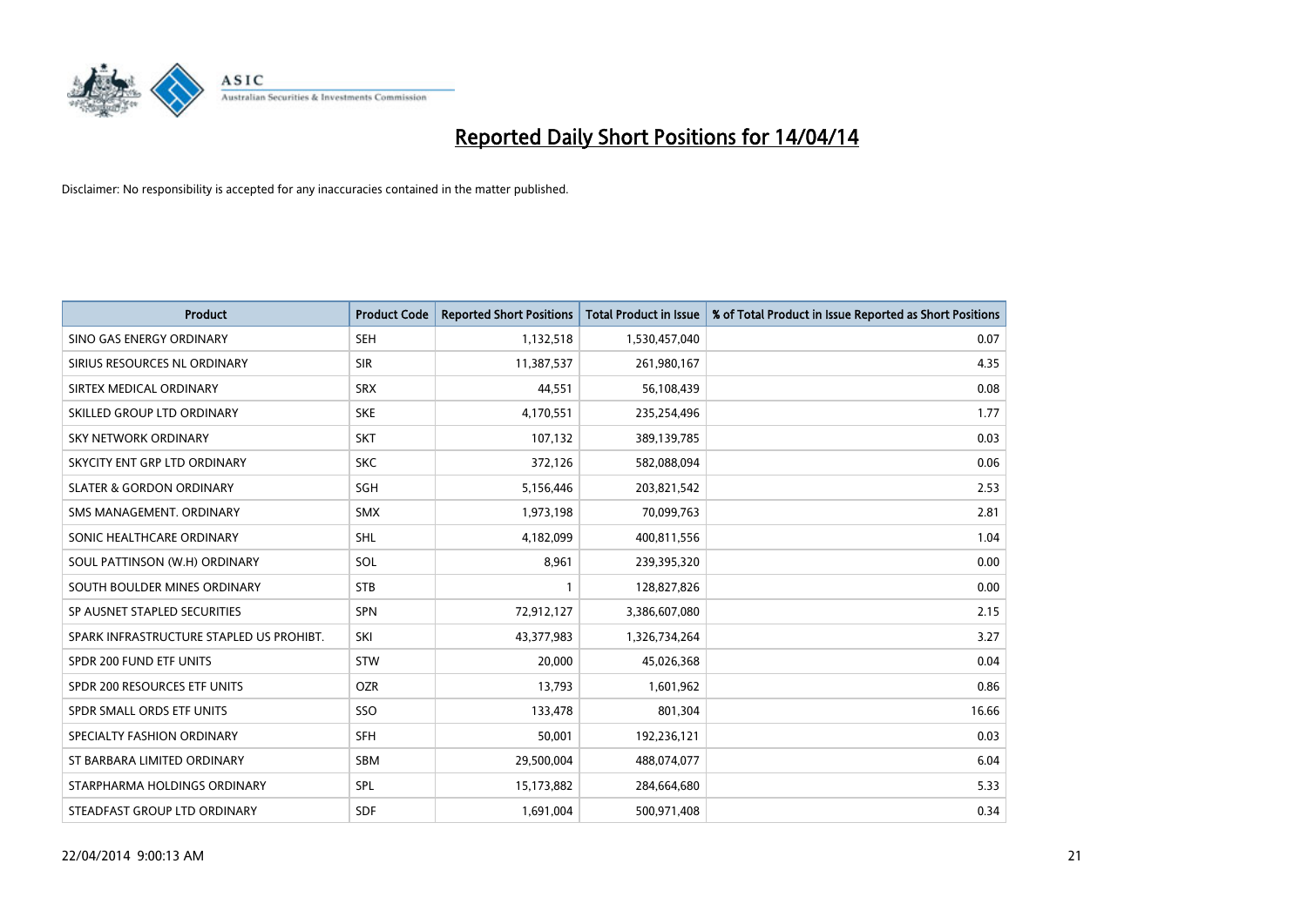# Reported Daily Short Positions for 14/04/14

Disclaimer: No responsibility is accepted for any inaccuracies contained in the matter published.

| Product | Product Code | Reported Short Positions | Total Product in Issue | % of Total Product in Issue Reported as Short Positions |
|---|---|---|---|---|
| SINO GAS ENERGY ORDINARY | SEH | 1,132,518 | 1,530,457,040 | 0.07 |
| SIRIUS RESOURCES NL ORDINARY | SIR | 11,387,537 | 261,980,167 | 4.35 |
| SIRTEX MEDICAL ORDINARY | SRX | 44,551 | 56,108,439 | 0.08 |
| SKILLED GROUP LTD ORDINARY | SKE | 4,170,551 | 235,254,496 | 1.77 |
| SKY NETWORK ORDINARY | SKT | 107,132 | 389,139,785 | 0.03 |
| SKYCITY ENT GRP LTD ORDINARY | SKC | 372,126 | 582,088,094 | 0.06 |
| SLATER & GORDON ORDINARY | SGH | 5,156,446 | 203,821,542 | 2.53 |
| SMS MANAGEMENT. ORDINARY | SMX | 1,973,198 | 70,099,763 | 2.81 |
| SONIC HEALTHCARE ORDINARY | SHL | 4,182,099 | 400,811,556 | 1.04 |
| SOUL PATTINSON (W.H) ORDINARY | SOL | 8,961 | 239,395,320 | 0.00 |
| SOUTH BOULDER MINES ORDINARY | STB | 1 | 128,827,826 | 0.00 |
| SP AUSNET STAPLED SECURITIES | SPN | 72,912,127 | 3,386,607,080 | 2.15 |
| SPARK INFRASTRUCTURE STAPLED US PROHIBT. | SKI | 43,377,983 | 1,326,734,264 | 3.27 |
| SPDR 200 FUND ETF UNITS | STW | 20,000 | 45,026,368 | 0.04 |
| SPDR 200 RESOURCES ETF UNITS | OZR | 13,793 | 1,601,962 | 0.86 |
| SPDR SMALL ORDS ETF UNITS | SSO | 133,478 | 801,304 | 16.66 |
| SPECIALTY FASHION ORDINARY | SFH | 50,001 | 192,236,121 | 0.03 |
| ST BARBARA LIMITED ORDINARY | SBM | 29,500,004 | 488,074,077 | 6.04 |
| STARPHARMA HOLDINGS ORDINARY | SPL | 15,173,882 | 284,664,680 | 5.33 |
| STEADFAST GROUP LTD ORDINARY | SDF | 1,691,004 | 500,971,408 | 0.34 |

22/04/2014 9:00:13 AM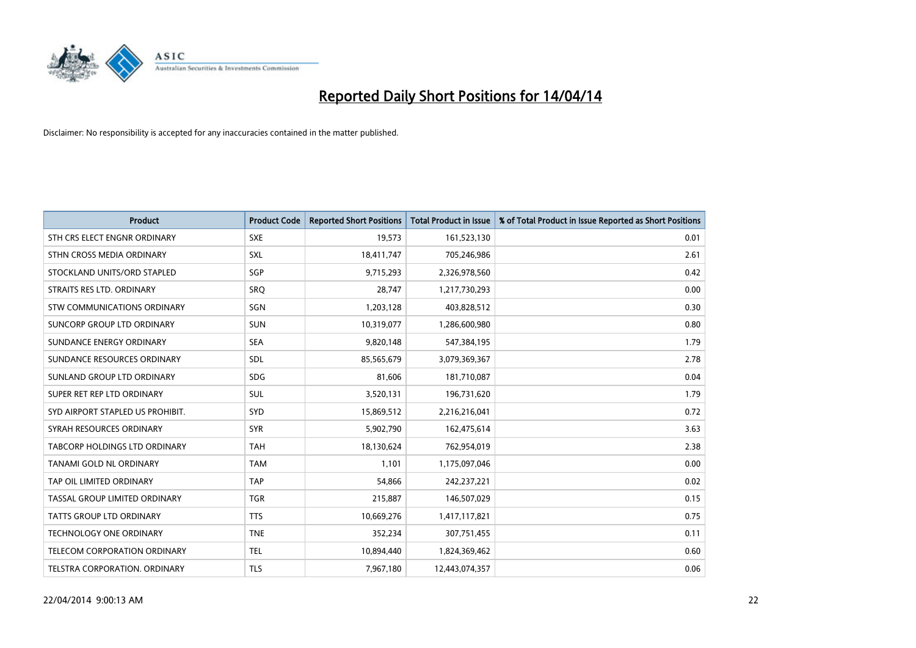# Reported Daily Short Positions for 14/04/14

Disclaimer: No responsibility is accepted for any inaccuracies contained in the matter published.

| Product | Product Code | Reported Short Positions | Total Product in Issue | % of Total Product in Issue Reported as Short Positions |
|---|---|---|---|---|
| STH CRS ELECT ENGNR ORDINARY | SXE | 19,573 | 161,523,130 | 0.01 |
| STHN CROSS MEDIA ORDINARY | SXL | 18,411,747 | 705,246,986 | 2.61 |
| STOCKLAND UNITS/ORD STAPLED | SGP | 9,715,293 | 2,326,978,560 | 0.42 |
| STRAITS RES LTD. ORDINARY | SRQ | 28,747 | 1,217,730,293 | 0.00 |
| STW COMMUNICATIONS ORDINARY | SGN | 1,203,128 | 403,828,512 | 0.30 |
| SUNCORP GROUP LTD ORDINARY | SUN | 10,319,077 | 1,286,600,980 | 0.80 |
| SUNDANCE ENERGY ORDINARY | SEA | 9,820,148 | 547,384,195 | 1.79 |
| SUNDANCE RESOURCES ORDINARY | SDL | 85,565,679 | 3,079,369,367 | 2.78 |
| SUNLAND GROUP LTD ORDINARY | SDG | 81,606 | 181,710,087 | 0.04 |
| SUPER RET REP LTD ORDINARY | SUL | 3,520,131 | 196,731,620 | 1.79 |
| SYD AIRPORT STAPLED US PROHIBIT. | SYD | 15,869,512 | 2,216,216,041 | 0.72 |
| SYRAH RESOURCES ORDINARY | SYR | 5,902,790 | 162,475,614 | 3.63 |
| TABCORP HOLDINGS LTD ORDINARY | TAH | 18,130,624 | 762,954,019 | 2.38 |
| TANAMI GOLD NL ORDINARY | TAM | 1,101 | 1,175,097,046 | 0.00 |
| TAP OIL LIMITED ORDINARY | TAP | 54,866 | 242,237,221 | 0.02 |
| TASSAL GROUP LIMITED ORDINARY | TGR | 215,887 | 146,507,029 | 0.15 |
| TATTS GROUP LTD ORDINARY | TTS | 10,669,276 | 1,417,117,821 | 0.75 |
| TECHNOLOGY ONE ORDINARY | TNE | 352,234 | 307,751,455 | 0.11 |
| TELECOM CORPORATION ORDINARY | TEL | 10,894,440 | 1,824,369,462 | 0.60 |
| TELSTRA CORPORATION. ORDINARY | TLS | 7,967,180 | 12,443,074,357 | 0.06 |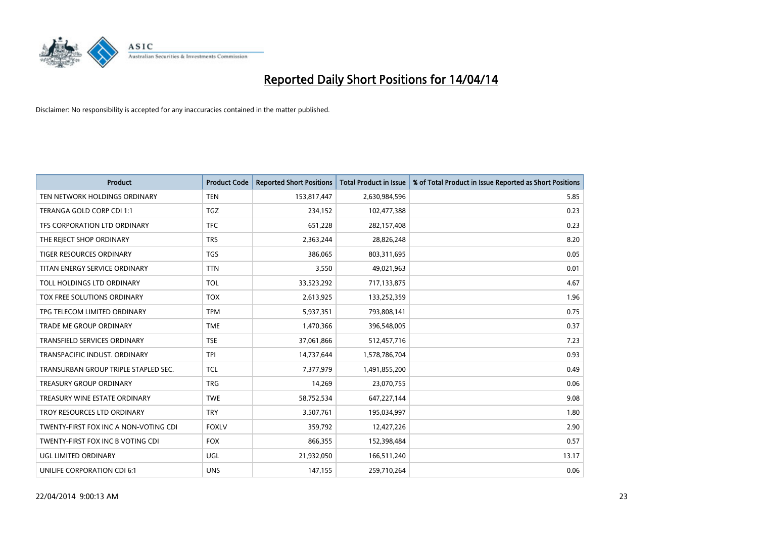# Reported Daily Short Positions for 14/04/14

Disclaimer: No responsibility is accepted for any inaccuracies contained in the matter published.

| Product | Product Code | Reported Short Positions | Total Product in Issue | % of Total Product in Issue Reported as Short Positions |
|---|---|---|---|---|
| TEN NETWORK HOLDINGS ORDINARY | TEN | 153,817,447 | 2,630,984,596 | 5.85 |
| TERANGA GOLD CORP CDI 1:1 | TGZ | 234,152 | 102,477,388 | 0.23 |
| TFS CORPORATION LTD ORDINARY | TFC | 651,228 | 282,157,408 | 0.23 |
| THE REJECT SHOP ORDINARY | TRS | 2,363,244 | 28,826,248 | 8.20 |
| TIGER RESOURCES ORDINARY | TGS | 386,065 | 803,311,695 | 0.05 |
| TITAN ENERGY SERVICE ORDINARY | TTN | 3,550 | 49,021,963 | 0.01 |
| TOLL HOLDINGS LTD ORDINARY | TOL | 33,523,292 | 717,133,875 | 4.67 |
| TOX FREE SOLUTIONS ORDINARY | TOX | 2,613,925 | 133,252,359 | 1.96 |
| TPG TELECOM LIMITED ORDINARY | TPM | 5,937,351 | 793,808,141 | 0.75 |
| TRADE ME GROUP ORDINARY | TME | 1,470,366 | 396,548,005 | 0.37 |
| TRANSFIELD SERVICES ORDINARY | TSE | 37,061,866 | 512,457,716 | 7.23 |
| TRANSPACIFIC INDUST. ORDINARY | TPI | 14,737,644 | 1,578,786,704 | 0.93 |
| TRANSURBAN GROUP TRIPLE STAPLED SEC. | TCL | 7,377,979 | 1,491,855,200 | 0.49 |
| TREASURY GROUP ORDINARY | TRG | 14,269 | 23,070,755 | 0.06 |
| TREASURY WINE ESTATE ORDINARY | TWE | 58,752,534 | 647,227,144 | 9.08 |
| TROY RESOURCES LTD ORDINARY | TRY | 3,507,761 | 195,034,997 | 1.80 |
| TWENTY-FIRST FOX INC A NON-VOTING CDI | FOXLV | 359,792 | 12,427,226 | 2.90 |
| TWENTY-FIRST FOX INC B VOTING CDI | FOX | 866,355 | 152,398,484 | 0.57 |
| UGL LIMITED ORDINARY | UGL | 21,932,050 | 166,511,240 | 13.17 |
| UNILIFE CORPORATION CDI 6:1 | UNS | 147,155 | 259,710,264 | 0.06 |

22/04/2014 9:00:13 AM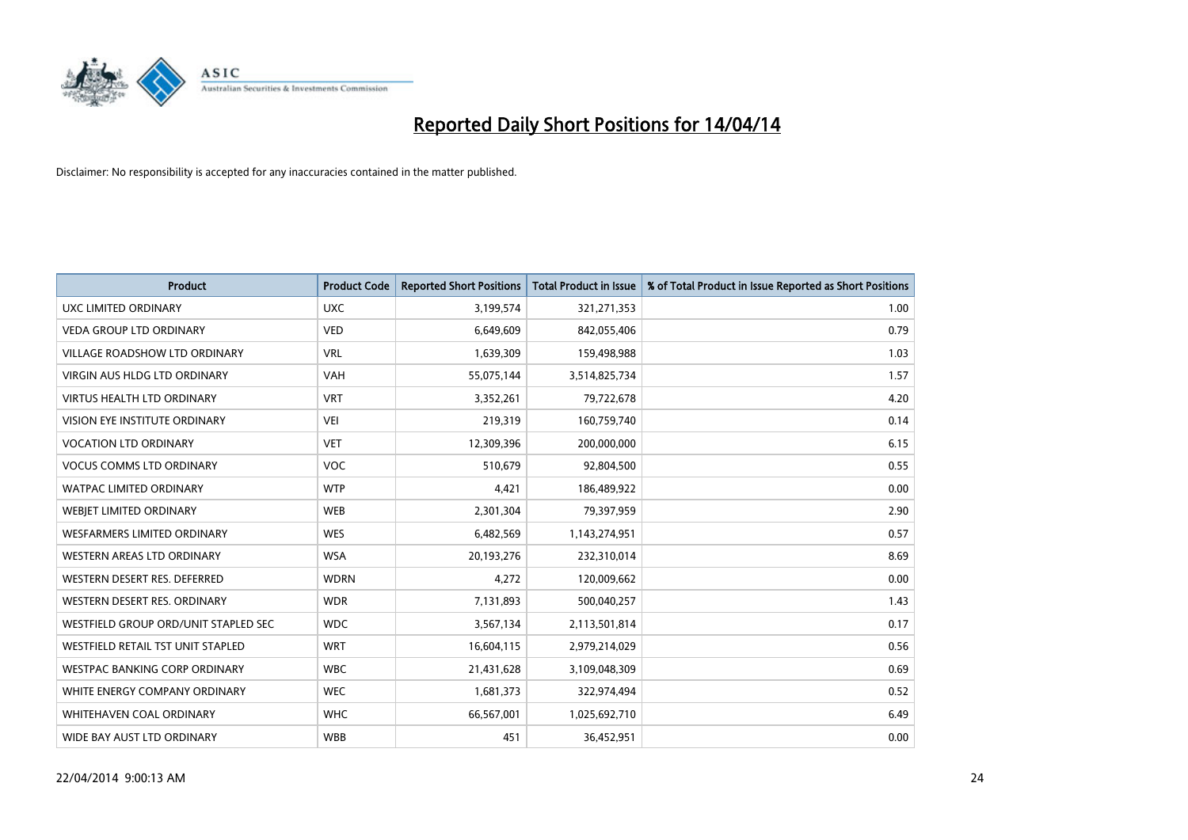# Reported Daily Short Positions for 14/04/14

Disclaimer: No responsibility is accepted for any inaccuracies contained in the matter published.

| Product | Product Code | Reported Short Positions | Total Product in Issue | % of Total Product in Issue Reported as Short Positions |
|---|---|---|---|---|
| UXC LIMITED ORDINARY | UXC | 3,199,574 | 321,271,353 | 1.00 |
| VEDA GROUP LTD ORDINARY | VED | 6,649,609 | 842,055,406 | 0.79 |
| VILLAGE ROADSHOW LTD ORDINARY | VRL | 1,639,309 | 159,498,988 | 1.03 |
| VIRGIN AUS HLDG LTD ORDINARY | VAH | 55,075,144 | 3,514,825,734 | 1.57 |
| VIRTUS HEALTH LTD ORDINARY | VRT | 3,352,261 | 79,722,678 | 4.20 |
| VISION EYE INSTITUTE ORDINARY | VEI | 219,319 | 160,759,740 | 0.14 |
| VOCATION LTD ORDINARY | VET | 12,309,396 | 200,000,000 | 6.15 |
| VOCUS COMMS LTD ORDINARY | VOC | 510,679 | 92,804,500 | 0.55 |
| WATPAC LIMITED ORDINARY | WTP | 4,421 | 186,489,922 | 0.00 |
| WEBJET LIMITED ORDINARY | WEB | 2,301,304 | 79,397,959 | 2.90 |
| WESFARMERS LIMITED ORDINARY | WES | 6,482,569 | 1,143,274,951 | 0.57 |
| WESTERN AREAS LTD ORDINARY | WSA | 20,193,276 | 232,310,014 | 8.69 |
| WESTERN DESERT RES. DEFERRED | WDRN | 4,272 | 120,009,662 | 0.00 |
| WESTERN DESERT RES. ORDINARY | WDR | 7,131,893 | 500,040,257 | 1.43 |
| WESTFIELD GROUP ORD/UNIT STAPLED SEC | WDC | 3,567,134 | 2,113,501,814 | 0.17 |
| WESTFIELD RETAIL TST UNIT STAPLED | WRT | 16,604,115 | 2,979,214,029 | 0.56 |
| WESTPAC BANKING CORP ORDINARY | WBC | 21,431,628 | 3,109,048,309 | 0.69 |
| WHITE ENERGY COMPANY ORDINARY | WEC | 1,681,373 | 322,974,494 | 0.52 |
| WHITEHAVEN COAL ORDINARY | WHC | 66,567,001 | 1,025,692,710 | 6.49 |
| WIDE BAY AUST LTD ORDINARY | WBB | 451 | 36,452,951 | 0.00 |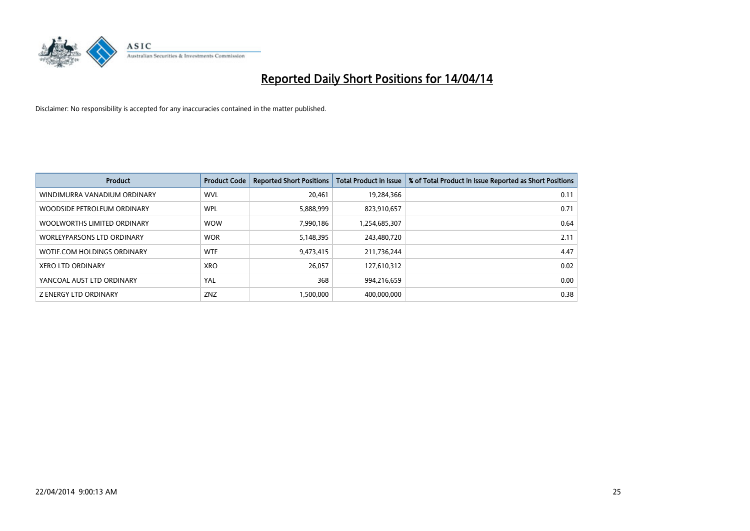# Reported Daily Short Positions for 14/04/14

Disclaimer: No responsibility is accepted for any inaccuracies contained in the matter published.

| Product | Product Code | Reported Short Positions | Total Product in Issue | % of Total Product in Issue Reported as Short Positions |
|---|---|---|---|---|
| WINDIMURRA VANADIUM ORDINARY | WVL | 20,461 | 19,284,366 | 0.11 |
| WOODSIDE PETROLEUM ORDINARY | WPL | 5,888,999 | 823,910,657 | 0.71 |
| WOOLWORTHS LIMITED ORDINARY | WOW | 7,990,186 | 1,254,685,307 | 0.64 |
| WORLEYPARSONS LTD ORDINARY | WOR | 5,148,395 | 243,480,720 | 2.11 |
| WOTIF.COM HOLDINGS ORDINARY | WTF | 9,473,415 | 211,736,244 | 4.47 |
| XERO LTD ORDINARY | XRO | 26,057 | 127,610,312 | 0.02 |
| YANCOAL AUST LTD ORDINARY | YAL | 368 | 994,216,659 | 0.00 |
| Z ENERGY LTD ORDINARY | ZNZ | 1,500,000 | 400,000,000 | 0.38 |

22/04/2014 9:00:13 AM